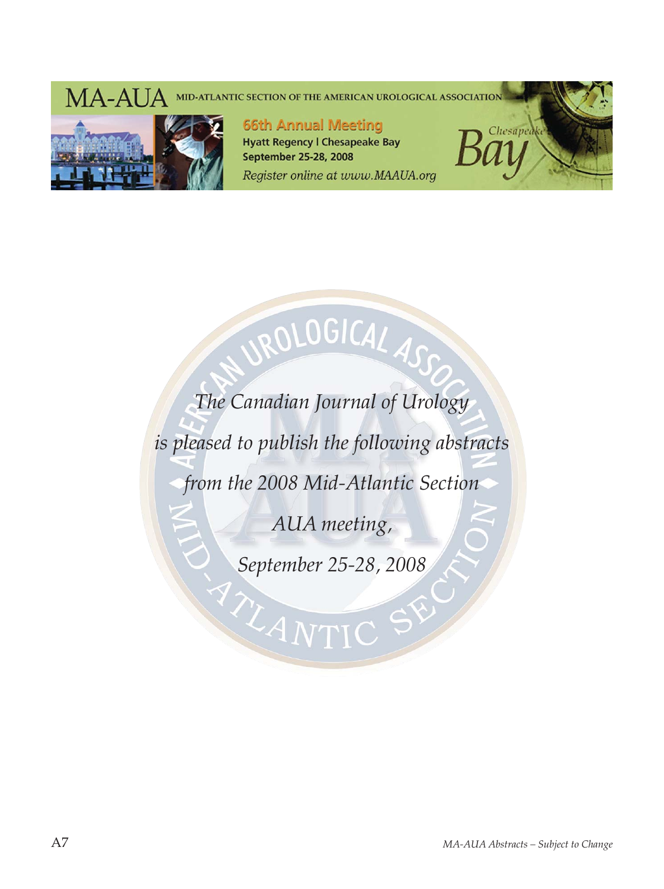MA-AUA MID-ATLANTIC SECTION OF THE AMERICAN UROLOGICAL ASSOCIATION

66th Annual Meeting
Hyatt Regency | Chesapeake Bay
September 25-28, 2008
*Register online at www.MAAUA.org*

*The Canadian Journal of Urology is pleased to publish the following abstracts from the 2008 Mid-Atlantic Section AUA meeting, September 25-28, 2008*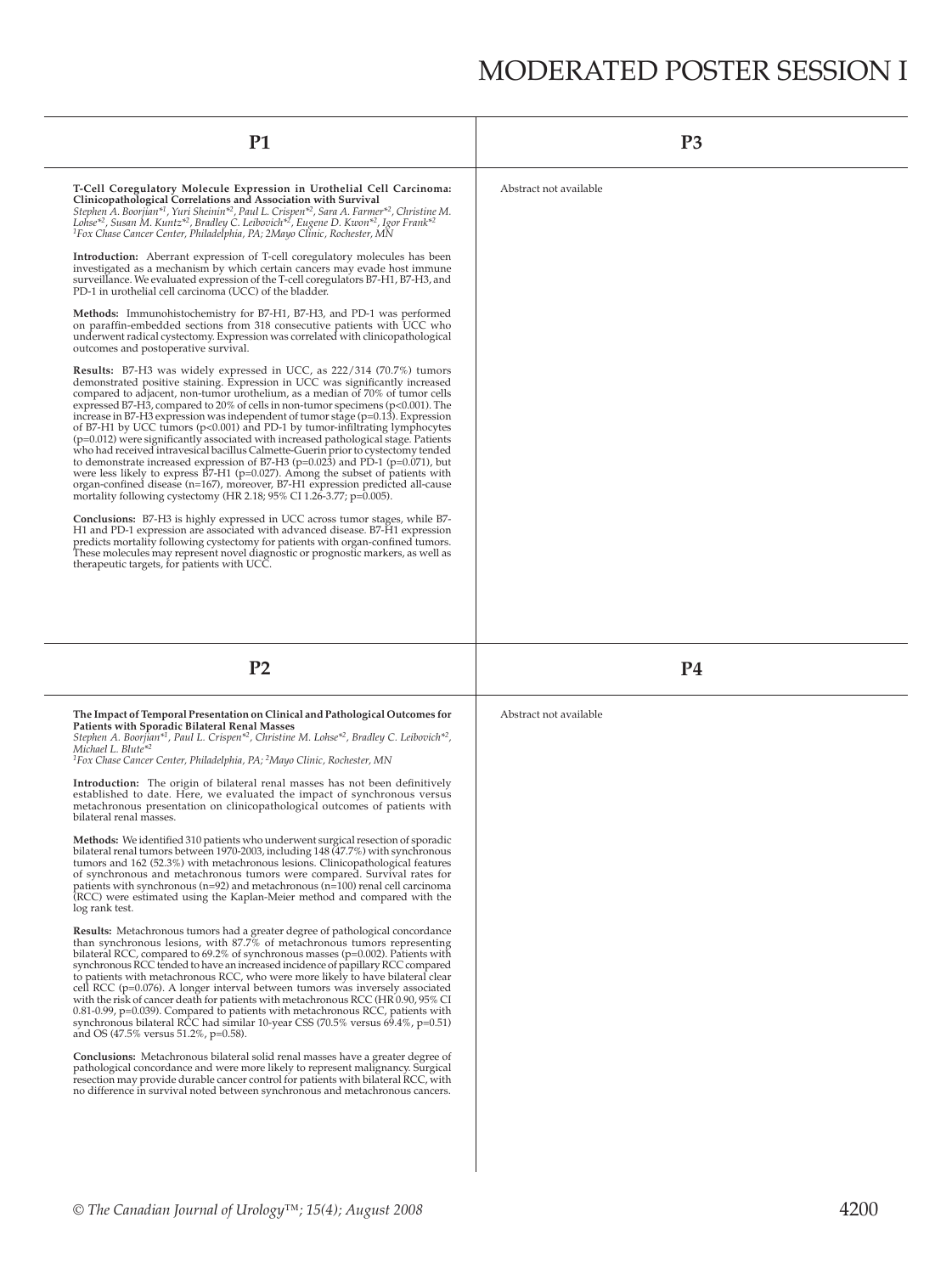# MODERATED POSTER SESSION I

## P1

**T-Cell Coregulatory Molecule Expression in Urothelial Cell Carcinoma: Clinicopathological Correlations and Association with Survival**

*Stephen A. Boorjian*[*1], *Yuri Sheinin*[*2], *Paul L. Crispen*[*2], *Sara A. Farmer*[*2], *Christine M. Lohse*[*2], *Susan M. Kuntz*[*2], *Bradley C. Leibovich*[*2], *Eugene D. Kwon*[*2], *Igor Frank*[*2]

*[1]Fox Chase Cancer Center, Philadelphia, PA; 2Mayo Clinic, Rochester, MN*

**Introduction:** Aberrant expression of T-cell coregulatory molecules has been investigated as a mechanism by which certain cancers may evade host immune surveillance. We evaluated expression of the T-cell coregulators B7-H1, B7-H3, and PD-1 in urothelial cell carcinoma (UCC) of the bladder.

**Methods:** Immunohistochemistry for B7-H1, B7-H3, and PD-1 was performed on paraffin-embedded sections from 318 consecutive patients with UCC who underwent radical cystectomy. Expression was correlated with clinicopathological outcomes and postoperative survival.

**Results:** B7-H3 was widely expressed in UCC, as 222/314 (70.7%) tumors demonstrated positive staining. Expression in UCC was significantly increased compared to adjacent, non-tumor urothelium, as a median of 70% of tumor cells expressed B7-H3, compared to 20% of cells in non-tumor specimens ($p<0.001$). The increase in B7-H3 expression was independent of tumor stage ($p=0.13$). Expression of B7-H1 by UCC tumors ($p<0.001$) and PD-1 by tumor-infiltrating lymphocytes ($p=0.012$) were significantly associated with increased pathological stage. Patients who had received intravesical bacillus Calmette-Guerin prior to cystectomy tended to demonstrate increased expression of B7-H3 ($p=0.023$) and PD-1 ($p=0.071$), but were less likely to express B7-H1 ($p=0.027$). Among the subset of patients with organ-confined disease (n=167), moreover, B7-H1 expression predicted all-cause mortality following cystectomy (HR 2.18; 95% CI 1.26-3.77; $p=0.005$).

**Conclusions:** B7-H3 is highly expressed in UCC across tumor stages, while B7-H1 and PD-1 expression are associated with advanced disease. B7-H1 expression predicts mortality following cystectomy for patients with organ-confined tumors. These molecules may represent novel diagnostic or prognostic markers, as well as therapeutic targets, for patients with UCC.

## P2

**The Impact of Temporal Presentation on Clinical and Pathological Outcomes for Patients with Sporadic Bilateral Renal Masses**

*Stephen A. Boorjian*[*1], *Paul L. Crispen*[*2], *Christine M. Lohse*[*2], *Bradley C. Leibovich*[*2], *Michael L. Blute*[*2]

*[1]Fox Chase Cancer Center, Philadelphia, PA; [2]Mayo Clinic, Rochester, MN*

**Introduction:** The origin of bilateral renal masses has not been definitively established to date. Here, we evaluated the impact of synchronous versus metachronous presentation on clinicopathological outcomes of patients with bilateral renal masses.

**Methods:** We identified 310 patients who underwent surgical resection of sporadic bilateral renal tumors between 1970-2003, including 148 (47.7%) with synchronous tumors and 162 (52.3%) with metachronous lesions. Clinicopathological features of synchronous and metachronous tumors were compared. Survival rates for patients with synchronous (n=92) and metachronous (n=100) renal cell carcinoma (RCC) were estimated using the Kaplan-Meier method and compared with the log rank test.

**Results:** Metachronous tumors had a greater degree of pathological concordance than synchronous lesions, with 87.7% of metachronous tumors representing bilateral RCC, compared to 69.2% of synchronous masses ($p=0.002$). Patients with synchronous RCC tended to have an increased incidence of papillary RCC compared to patients with metachronous RCC, who were more likely to have bilateral clear cell RCC ($p=0.076$). A longer interval between tumors was inversely associated with the risk of cancer death for patients with metachronous RCC (HR 0.90, 95% CI 0.81-0.99, $p=0.039$). Compared to patients with metachronous RCC, patients with synchronous bilateral RCC had similar 10-year CSS (70.5% versus 69.4%, $p=0.51$) and OS (47.5% versus 51.2%, $p=0.58$).

**Conclusions:** Metachronous bilateral solid renal masses have a greater degree of pathological concordance and were more likely to represent malignancy. Surgical resection may provide durable cancer control for patients with bilateral RCC, with no difference in survival noted between synchronous and metachronous cancers.

## P3

Abstract not available

## P4

Abstract not available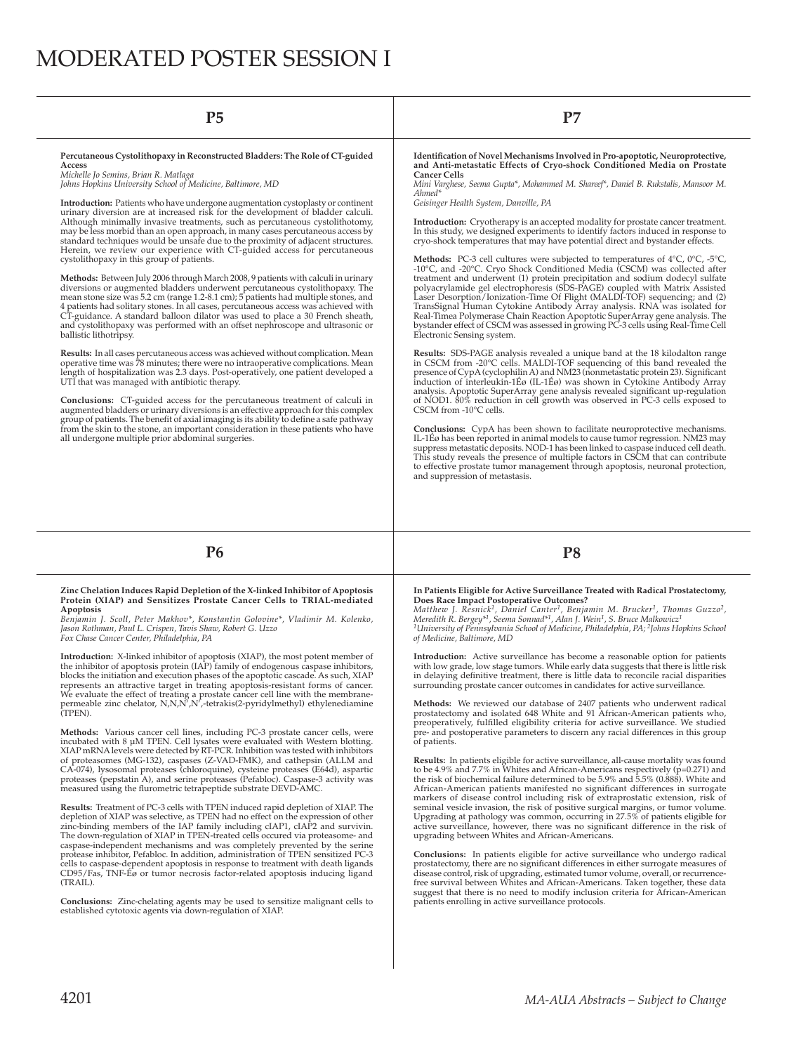# MODERATED POSTER SESSION I

## P5

**Percutaneous Cystolithopaxy in Reconstructed Bladders: The Role of CT-guided Access**

*Michelle Jo Semins, Brian R. Matlaga*
*Johns Hopkins University School of Medicine, Baltimore, MD*

**Introduction:** Patients who have undergone augmentation cystoplasty or continent urinary diversion are at increased risk for the development of bladder calculi. Although minimally invasive treatments, such as percutaneous cystolithotomy, may be less morbid than an open approach, in many cases percutaneous access by standard techniques would be unsafe due to the proximity of adjacent structures. Herein, we review our experience with CT-guided access for percutaneous cystolithopaxy in this group of patients.

**Methods:** Between July 2006 through March 2008, 9 patients with calculi in urinary diversions or augmented bladders underwent percutaneous cystolithopaxy. The mean stone size was 5.2 cm (range 1.2-8.1 cm); 5 patients had multiple stones, and 4 patients had solitary stones. In all cases, percutaneous access was achieved with CT-guidance. A standard balloon dilator was used to place a 30 French sheath, and cystolithopaxy was performed with an offset nephroscope and ultrasonic or ballistic lithotripsy.

**Results:** In all cases percutaneous access was achieved without complication. Mean operative time was 78 minutes; there were no intraoperative complications. Mean length of hospitalization was 2.3 days. Post-operatively, one patient developed a UTI that was managed with antibiotic therapy.

**Conclusions:** CT-guided access for the percutaneous treatment of calculi in augmented bladders or urinary diversions is an effective approach for this complex group of patients. The benefit of axial imaging is its ability to define a safe pathway from the skin to the stone, an important consideration in these patients who have all undergone multiple prior abdominal surgeries.

## P6

**Zinc Chelation Induces Rapid Depletion of the X-linked Inhibitor of Apoptosis Protein (XIAP) and Sensitizes Prostate Cancer Cells to TRIAL-mediated Apoptosis**

*Benjamin J. Scoll, Peter Makhov\*, Konstantin Golovine\*, Vladimir M. Kolenko, Jason Rothman, Paul L. Crispen, Tavis Shaw, Robert G. Uzzo*
*Fox Chase Cancer Center, Philadelphia, PA*

**Introduction:** X-linked inhibitor of apoptosis (XIAP), the most potent member of the inhibitor of apoptosis protein (IAP) family of endogenous caspase inhibitors, blocks the initiation and execution phases of the apoptotic cascade. As such, XIAP represents an attractive target in treating apoptosis-resistant forms of cancer. We evaluate the effect of treating a prostate cancer cell line with the membrane-permeable zinc chelator, N,N,N',N',-tetrakis(2-pyridylmethyl) ethylenediamine (TPEN).

**Methods:** Various cancer cell lines, including PC-3 prostate cancer cells, were incubated with 8 µM TPEN. Cell lysates were evaluated with Western blotting. XIAP mRNA levels were detected by RT-PCR. Inhibition was tested with inhibitors of proteasomes (MG-132), caspases (Z-VAD-FMK), and cathepsin (ALLM and CA-074), lysosomal proteases (chloroquine), cysteine proteases (E64d), aspartic proteases (pepstatin A), and serine proteases (Pefabloc). Caspase-3 activity was measured using the flurometric tetrapeptide substrate DEVD-AMC.

**Results:** Treatment of PC-3 cells with TPEN induced rapid depletion of XIAP. The depletion of XIAP was selective, as TPEN had no effect on the expression of other zinc-binding members of the IAP family including cIAP1, cIAP2 and survivin. The down-regulation of XIAP in TPEN-treated cells occured via proteasome- and caspase-independent mechanisms and was completely prevented by the serine protease inhibitor, Pefabloc. In addition, administration of TPEN sensitized PC-3 cells to caspase-dependent apoptosis in response to treatment with death ligands CD95/Fas, TNF-Éø or tumor necrosis factor-related apoptosis inducing ligand (TRAIL).

**Conclusions:** Zinc-chelating agents may be used to sensitize malignant cells to established cytotoxic agents via down-regulation of XIAP.

## P7

**Identification of Novel Mechanisms Involved in Pro-apoptotic, Neuroprotective, and Anti-metastatic Effects of Cryo-shock Conditioned Media on Prostate Cancer Cells**

*Mini Varghese, Seema Gupta\*, Mohammed M. Shareef\*, Daniel B. Rukstalis, Mansoor M. Ahmed\**
*Geisinger Health System, Danville, PA*

**Introduction:** Cryotherapy is an accepted modality for prostate cancer treatment. In this study, we designed experiments to identify factors induced in response to cryo-shock temperatures that may have potential direct and bystander effects.

**Methods:** PC-3 cell cultures were subjected to temperatures of 4°C, 0°C, -5°C, -10°C, and -20°C. Cryo Shock Conditioned Media (CSCM) was collected after treatment and underwent (1) protein precipitation and sodium dodecyl sulfate polyacrylamide gel electrophoresis (SDS-PAGE) coupled with Matrix Assisted Laser Desorption/Ionization-Time Of Flight (MALDI-TOF) sequencing; and (2) TransSignal Human Cytokine Antibody Array analysis. RNA was isolated for Real-Timea Polymerase Chain Reaction Apoptotic SuperArray gene analysis. The bystander effect of CSCM was assessed in growing PC-3 cells using Real-Time Cell Electronic Sensing system.

**Results:** SDS-PAGE analysis revealed a unique band at the 18 kilodalton range in CSCM from -20°C cells. MALDI-TOF sequencing of this band revealed the presence of CypA (cyclophilin A) and NM23 (nonmetastatic protein 23). Significant induction of interleukin-1Éø (IL-1Éø) was shown in Cytokine Antibody Array analysis. Apoptotic SuperArray gene analysis revealed significant up-regulation of NOD1. 80% reduction in cell growth was observed in PC-3 cells exposed to CSCM from -10°C cells.

**Conclusions:** CypA has been shown to facilitate neuroprotective mechanisms. IL-1Éø has been reported in animal models to cause tumor regression. NM23 may suppress metastatic deposits. NOD-1 has been linked to caspase induced cell death. This study reveals the presence of multiple factors in CSCM that can contribute to effective prostate tumor management through apoptosis, neuronal protection, and suppression of metastasis.

## P8

**In Patients Eligible for Active Surveillance Treated with Radical Prostatectomy, Does Race Impact Postoperative Outcomes?**

*Matthew J. Resnick[1], Daniel Canter[1], Benjamin M. Brucker[1], Thomas Guzzo[2], Meredith R. Bergey\*[1], Seema Sonnad\*[1], Alan J. Wein[1], S. Bruce Malkowicz[1]*
*[1]University of Pennsylvania School of Medicine, Philadelphia, PA; [2]Johns Hopkins School of Medicine, Baltimore, MD*

**Introduction:** Active surveillance has become a reasonable option for patients with low grade, low stage tumors. While early data suggests that there is little risk in delaying definitive treatment, there is little data to reconcile racial disparities surrounding prostate cancer outcomes in candidates for active surveillance.

**Methods:** We reviewed our database of 2407 patients who underwent radical prostatectomy and isolated 648 White and 91 African-American patients who, preoperatively, fulfilled eligibility criteria for active surveillance. We studied pre- and postoperative parameters to discern any racial differences in this group of patients.

**Results:** In patients eligible for active surveillance, all-cause mortality was found to be 4.9% and 7.7% in Whites and African-Americans respectively ($p=0.271$) and the risk of biochemical failure determined to be 5.9% and 5.5% (0.888). White and African-American patients manifested no significant differences in surrogate markers of disease control including risk of extraprostatic extension, risk of seminal vesicle invasion, the risk of positive surgical margins, or tumor volume. Upgrading at pathology was common, occurring in 27.5% of patients eligible for active surveillance, however, there was no significant difference in the risk of upgrading between Whites and African-Americans.

**Conclusions:** In patients eligible for active surveillance who undergo radical prostatectomy, there are no significant differences in either surrogate measures of disease control, risk of upgrading, estimated tumor volume, overall, or recurrence-free survival between Whites and African-Americans. Taken together, these data suggest that there is no need to modify inclusion criteria for African-American patients enrolling in active surveillance protocols.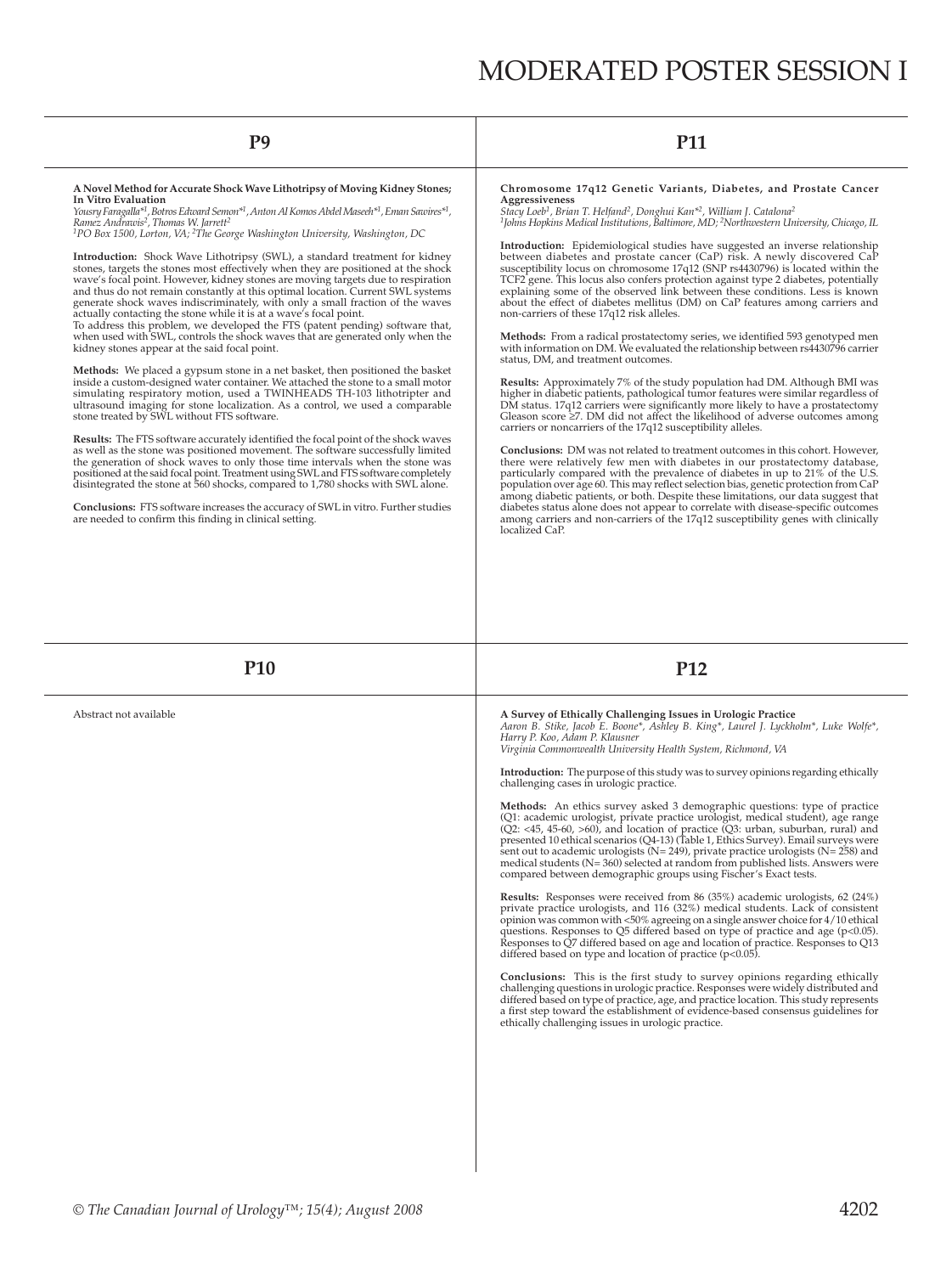## P9

**A Novel Method for Accurate Shock Wave Lithotripsy of Moving Kidney Stones; In Vitro Evaluation**

*Yousry Faragalla*[\*1], *Botros Edward Semon*[\*1], *Anton Al Komos Abdel Maseeh*[\*1], *Eman Sawires*[\*1], *Ramez Andrawis*[2], *Thomas W. Jarrett*[2]

[1]*PO Box 1500, Lorton, VA;* [2]*The George Washington University, Washington, DC*

**Introduction:** Shock Wave Lithotripsy (SWL), a standard treatment for kidney stones, targets the stones most effectively when they are positioned at the shock wave's focal point. However, kidney stones are moving targets due to respiration and thus do not remain constantly at this optimal location. Current SWL systems generate shock waves indiscriminately, with only a small fraction of the waves actually contacting the stone while it is at a wave's focal point.
To address this problem, we developed the FTS (patent pending) software that, when used with SWL, controls the shock waves that are generated only when the kidney stones appear at the said focal point.

**Methods:** We placed a gypsum stone in a net basket, then positioned the basket inside a custom-designed water container. We attached the stone to a small motor simulating respiratory motion, used a TWINHEADS TH-103 lithotripter and ultrasound imaging for stone localization. As a control, we used a comparable stone treated by SWL without FTS software.

**Results:** The FTS software accurately identified the focal point of the shock waves as well as the stone was positioned movement. The software successfully limited the generation of shock waves to only those time intervals when the stone was positioned at the said focal point. Treatment using SWL and FTS software completely disintegrated the stone at 560 shocks, compared to 1,780 shocks with SWL alone.

**Conclusions:** FTS software increases the accuracy of SWL in vitro. Further studies are needed to confirm this finding in clinical setting.

## P10

Abstract not available

## P11

**Chromosome 17q12 Genetic Variants, Diabetes, and Prostate Cancer Aggressiveness**

*Stacy Loeb*[1], *Brian T. Helfand*[2], *Donghui Kan*[\*2], *William J. Catalona*[2]

[1]*Johns Hopkins Medical Institutions, Baltimore, MD;* [2]*Northwestern University, Chicago, IL*

**Introduction:** Epidemiological studies have suggested an inverse relationship between diabetes and prostate cancer (CaP) risk. A newly discovered CaP susceptibility locus on chromosome 17q12 (SNP rs4430796) is located within the TCF2 gene. This locus also confers protection against type 2 diabetes, potentially explaining some of the observed link between these conditions. Less is known about the effect of diabetes mellitus (DM) on CaP features among carriers and non-carriers of these 17q12 risk alleles.

**Methods:** From a radical prostatectomy series, we identified 593 genotyped men with information on DM. We evaluated the relationship between rs4430796 carrier status, DM, and treatment outcomes.

**Results:** Approximately 7% of the study population had DM. Although BMI was higher in diabetic patients, pathological tumor features were similar regardless of DM status. 17q12 carriers were significantly more likely to have a prostatectomy Gleason score ≥7. DM did not affect the likelihood of adverse outcomes among carriers or noncarriers of the 17q12 susceptibility alleles.

**Conclusions:** DM was not related to treatment outcomes in this cohort. However, there were relatively few men with diabetes in our prostatectomy database, particularly compared with the prevalence of diabetes in up to 21% of the U.S. population over age 60. This may reflect selection bias, genetic protection from CaP among diabetic patients, or both. Despite these limitations, our data suggest that diabetes status alone does not appear to correlate with disease-specific outcomes among carriers and non-carriers of the 17q12 susceptibility genes with clinically localized CaP.

## P12

**A Survey of Ethically Challenging Issues in Urologic Practice**

*Aaron B. Stike, Jacob E. Boone\*, Ashley B. King\*, Laurel J. Lyckholm\*, Luke Wolfe\*, Harry P. Koo, Adam P. Klausner*

*Virginia Commonwealth University Health System, Richmond, VA*

**Introduction:** The purpose of this study was to survey opinions regarding ethically challenging cases in urologic practice.

**Methods:** An ethics survey asked 3 demographic questions: type of practice (Q1: academic urologist, private practice urologist, medical student), age range (Q2: <45, 45-60, >60), and location of practice (Q3: urban, suburban, rural) and presented 10 ethical scenarios (Q4-13) (Table 1, Ethics Survey). Email surveys were sent out to academic urologists (N= 249), private practice urologists (N= 258) and medical students (N= 360) selected at random from published lists. Answers were compared between demographic groups using Fischer's Exact tests.

**Results:** Responses were received from 86 (35%) academic urologists, 62 (24%) private practice urologists, and 116 (32%) medical students. Lack of consistent opinion was common with <50% agreeing on a single answer choice for 4/10 ethical questions. Responses to Q5 differed based on type of practice and age ($p<0.05$). Responses to Q7 differed based on age and location of practice. Responses to Q13 differed based on type and location of practice ($p<0.05$).

**Conclusions:** This is the first study to survey opinions regarding ethically challenging questions in urologic practice. Responses were widely distributed and differed based on type of practice, age, and practice location. This study represents a first step toward the establishment of evidence-based consensus guidelines for ethically challenging issues in urologic practice.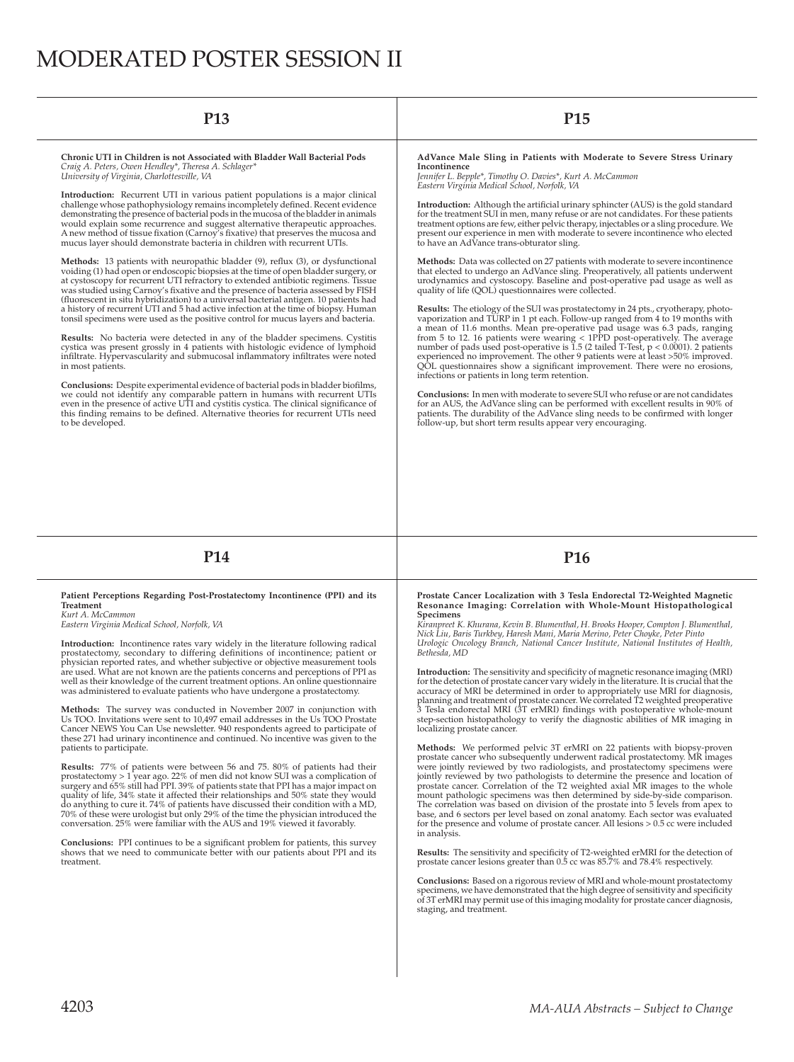# MODERATED POSTER SESSION II

## P13

**Chronic UTI in Children is not Associated with Bladder Wall Bacterial Pods**
*Craig A. Peters, Owen Hendley\*, Theresa A. Schlager\**
*University of Virginia, Charlottesville, VA*

**Introduction:** Recurrent UTI in various patient populations is a major clinical challenge whose pathophysiology remains incompletely defined. Recent evidence demonstrating the presence of bacterial pods in the mucosa of the bladder in animals would explain some recurrence and suggest alternative therapeutic approaches. A new method of tissue fixation (Carnoy's fixative) that preserves the mucosa and mucus layer should demonstrate bacteria in children with recurrent UTIs.

**Methods:** 13 patients with neuropathic bladder (9), reflux (3), or dysfunctional voiding (1) had open or endoscopic biopsies at the time of open bladder surgery, or at cystoscopy for recurrent UTI refractory to extended antibiotic regimens. Tissue was studied using Carnoy's fixative and the presence of bacteria assessed by FISH (fluorescent in situ hybridization) to a universal bacterial antigen. 10 patients had a history of recurrent UTI and 5 had active infection at the time of biopsy. Human tonsil specimens were used as the positive control for mucus layers and bacteria.

**Results:** No bacteria were detected in any of the bladder specimens. Cystitis cystica was present grossly in 4 patients with histologic evidence of lymphoid infiltrate. Hypervascularity and submucosal inflammatory infiltrates were noted in most patients.

**Conclusions:** Despite experimental evidence of bacterial pods in bladder biofilms, we could not identify any comparable pattern in humans with recurrent UTIs even in the presence of active UTI and cystitis cystica. The clinical significance of this finding remains to be defined. Alternative theories for recurrent UTIs need to be developed.

## P14

**Patient Perceptions Regarding Post-Prostatectomy Incontinence (PPI) and its Treatment**
*Kurt A. McCammon*
*Eastern Virginia Medical School, Norfolk, VA*

**Introduction:** Incontinence rates vary widely in the literature following radical prostatectomy, secondary to differing definitions of incontinence; patient or physician reported rates, and whether subjective or objective measurement tools are used. What are not known are the patients concerns and perceptions of PPI as well as their knowledge of the current treatment options. An online questionnaire was administered to evaluate patients who have undergone a prostatectomy.

**Methods:** The survey was conducted in November 2007 in conjunction with Us TOO. Invitations were sent to 10,497 email addresses in the Us TOO Prostate Cancer NEWS You Can Use newsletter. 940 respondents agreed to participate of these 271 had urinary incontinence and continued. No incentive was given to the patients to participate.

**Results:** 77% of patients were between 56 and 75. 80% of patients had their prostatectomy > 1 year ago. 22% of men did not know SUI was a complication of surgery and 65% still had PPI. 39% of patients state that PPI has a major impact on quality of life, 34% state it affected their relationships and 50% state they would do anything to cure it. 74% of patients have discussed their condition with a MD, 70% of these were urologist but only 29% of the time the physician introduced the conversation. 25% were familiar with the AUS and 19% viewed it favorably.

**Conclusions:** PPI continues to be a significant problem for patients, this survey shows that we need to communicate better with our patients about PPI and its treatment.

## P15

**AdVance Male Sling in Patients with Moderate to Severe Stress Urinary Incontinence**
*Jennifer L. Bepple\*, Timothy O. Davies\*, Kurt A. McCammon*
*Eastern Virginia Medical School, Norfolk, VA*

**Introduction:** Although the artificial urinary sphincter (AUS) is the gold standard for the treatment SUI in men, many refuse or are not candidates. For these patients treatment options are few, either pelvic therapy, injectables or a sling procedure. We present our experience in men with moderate to severe incontinence who elected to have an AdVance trans-obturator sling.

**Methods:** Data was collected on 27 patients with moderate to severe incontinence that elected to undergo an AdVance sling. Preoperatively, all patients underwent urodynamics and cystoscopy. Baseline and post-operative pad usage as well as quality of life (QOL) questionnaires were collected.

**Results:** The etiology of the SUI was prostatectomy in 24 pts., cryotherapy, photo-vaporization and TURP in 1 pt each. Follow-up ranged from 4 to 19 months with a mean of 11.6 months. Mean pre-operative pad usage was 6.3 pads, ranging from 5 to 12. 16 patients were wearing < 1PPD post-operatively. The average number of pads used post-operative is 1.5 (2 tailed T-Test, $p < 0.0001$). 2 patients experienced no improvement. The other 9 patients were at least >50% improved. QOL questionnaires show a significant improvement. There were no erosions, infections or patients in long term retention.

**Conclusions:** In men with moderate to severe SUI who refuse or are not candidates for an AUS, the AdVance sling can be performed with excellent results in 90% of patients. The durability of the AdVance sling needs to be confirmed with longer follow-up, but short term results appear very encouraging.

## P16

**Prostate Cancer Localization with 3 Tesla Endorectal T2-Weighted Magnetic Resonance Imaging: Correlation with Whole-Mount Histopathological Specimens**
*Kiranpreet K. Khurana, Kevin B. Blumenthal, H. Brooks Hooper, Compton J. Blumenthal, Nick Liu, Baris Turkbey, Haresh Mani, Maria Merino, Peter Choyke, Peter Pinto*
*Urologic Oncology Branch, National Cancer Institute, National Institutes of Health, Bethesda, MD*

**Introduction:** The sensitivity and specificity of magnetic resonance imaging (MRI) for the detection of prostate cancer vary widely in the literature. It is crucial that the accuracy of MRI be determined in order to appropriately use MRI for diagnosis, planning and treatment of prostate cancer. We correlated T2 weighted preoperative 3 Tesla endorectal MRI (3T erMRI) findings with postoperative whole-mount step-section histopathology to verify the diagnostic abilities of MR imaging in localizing prostate cancer.

**Methods:** We performed pelvic 3T erMRI on 22 patients with biopsy-proven prostate cancer who subsequently underwent radical prostatectomy. MR images were jointly reviewed by two radiologists, and prostatectomy specimens were jointly reviewed by two pathologists to determine the presence and location of prostate cancer. Correlation of the T2 weighted axial MR images to the whole mount pathologic specimens was then determined by side-by-side comparison. The correlation was based on division of the prostate into 5 levels from apex to base, and 6 sectors per level based on zonal anatomy. Each sector was evaluated for the presence and volume of prostate cancer. All lesions > 0.5 cc were included in analysis.

**Results:** The sensitivity and specificity of T2-weighted erMRI for the detection of prostate cancer lesions greater than 0.5 cc was 85.7% and 78.4% respectively.

**Conclusions:** Based on a rigorous review of MRI and whole-mount prostatectomy specimens, we have demonstrated that the high degree of sensitivity and specificity of 3T erMRI may permit use of this imaging modality for prostate cancer diagnosis, staging, and treatment.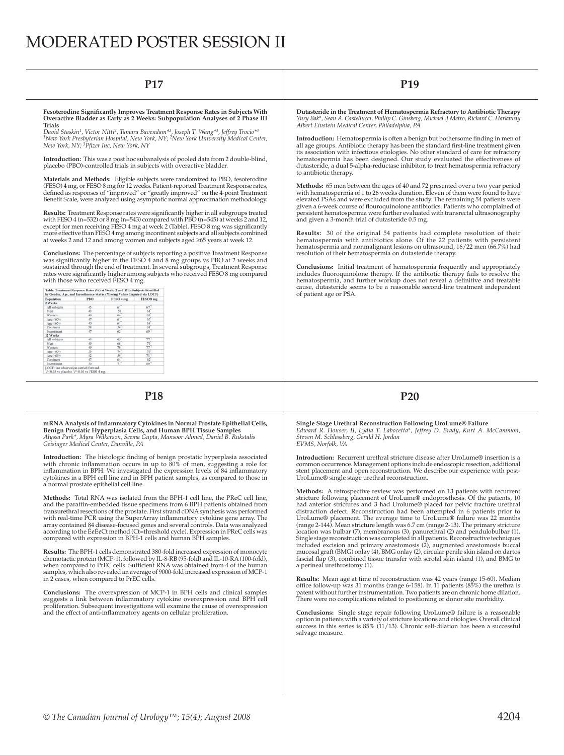# MODERATED POSTER SESSION II

## P17

**Fesoterodine Significantly Improves Treatment Response Rates in Subjects With Overactive Bladder as Early as 2 Weeks: Subpopulation Analyses of 2 Phase III Trials**

*David Staskin[1], Victor Nitti[2], Tamara Bavendam*[3], Joseph T. Wang*[3], Jeffrey Trocio*[3]*
*[1]New York Presbyterian Hospital, New York, NY; [2]New York University Medical Center, New York, NY; [3]Pfizer Inc, New York, NY*

**Introduction:** This was a post hoc subanalysis of pooled data from 2 double-blind, placebo (PBO)-controlled trials in subjects with overactive bladder.

**Materials and Methods:** Eligible subjects were randomized to PBO, fesoterodine (FESO) 4 mg, or FESO 8 mg for 12 weeks. Patient-reported Treatment Response rates, defined as responses of "improved" or "greatly improved" on the 4-point Treatment Benefit Scale, were analyzed using asymptotic normal approximation methodology.

**Results:** Treatment Response rates were significantly higher in all subgroups treated with FESO 4 (n=532) or 8 mg (n=543) compared with PBO (n=545) at weeks 2 and 12, except for men receiving FESO 4 mg at week 2 (Table). FESO 8 mg was significantly more effective than FESO 4 mg among incontinent subjects and all subjects combined at weeks 2 and 12 and among women and subjects aged ≥65 years at week 12.

**Conclusions:** The percentage of subjects reporting a positive Treatment Response was significantly higher in the FESO 4 and 8 mg groups vs PBO at 2 weeks and sustained through the end of treatment. In several subgroups, Treatment Response rates were significantly higher among subjects who received FESO 8 mg compared with those who received FESO 4 mg.

Table. Treatment Response Rates (%) at Weeks 2 and 12 in Subjects Stratified by Gender, Age, and Incontinence Status (Missing Values Imputed via LOCF)

| Population | PBO | FESO 4 mg | FESO 8 mg |
|---|---|---|---|
| **2 Weeks** | | | |
| All subjects | 45 | 61* | 67*† |
| Men | 43 | 51 | 61* |
| Women | 46 | 64* | 69* |
| Age <65 y | 47 | 61* | 67* |
| Age ≥65 y | 40 | 61* | 68* |
| Continent | 38 | 54* | 61* |
| Incontinent | 47 | 62* | 69*† |
| **12 Weeks** | | | |
| All subjects | 49 | 65* | 77*† |
| Men | 49 | 64* | 75* |
| Women | 49 | 70* | 77*† |
| Age <65 y | 53 | 74* | 79* |
| Age ≥65 y | 42 | 55* | 71*† |
| Continent | 47 | 64* | 62* |
| Incontinent | 50 | 71* | 80*† |

LOCF=last observation carried forward.
*P<0.05 vs placebo; †P<0.05 vs FESO 4 mg.

## P19

**Dutasteride in the Treatment of Hematospermia Refractory to Antibiotic Therapy**

*Yury Bak*, Sean A. Castellucci, Phillip C. Ginsberg, Michael J Metro, Richard C. Harkaway*
*Albert Einstein Medical Center, Philadelphia, PA*

**Introduction:** Hematospermia is often a benign but bothersome finding in men of all age groups. Antibiotic therapy has been the standard first-line treatment given its association with infectious etiologies. No other standard of care for refractory hematospermia has been designed. Our study evaluated the effectiveness of dutasteride, a dual 5-alpha-reductase inhibitor, to treat hematospermia refractory to antibiotic therapy.

**Methods:** 65 men between the ages of 40 and 72 presented over a two year period with hematospermia of 1 to 26 weeks duration. Eleven of them were found to have elevated PSAs and were excluded from the study. The remaining 54 patients were given a 6-week course of flouroquinolone antibiotics. Patients who complained of persistent hematospermia were further evaluated with transrectal ultrasonography and given a 3-month trial of dutasteride 0.5 mg.

**Results:** 30 of the original 54 patients had complete resolution of their hematospermia with antibiotics alone. Of the 22 patients with persistent hematospermia and nonmalignant lesions on ultrasound, 16/22 men (66.7%) had resolution of their hematospermia on dutasteride therapy.

**Conclusions:** Initial treatment of hematospermia frequently and appropriately includes fluoroquinolone therapy. If the antibiotic therapy fails to resolve the hematospermia, and further workup does not reveal a definitive and treatable cause, dutasteride seems to be a reasonable second-line treatment independent of patient age or PSA.

## P18

**mRNA Analysis of Inflammatory Cytokines in Normal Prostate Epithelial Cells, Benign Prostatic Hyperplasia Cells, and Human BPH Tissue Samples**

*Alyssa Park*, Myra Wilkerson, Seema Gupta, Mansoor Ahmed, Daniel B. Rukstalis*
*Geisinger Medical Center, Danville, PA*

**Introduction:** The histologic finding of benign prostatic hyperplasia associated with chronic inflammation occurs in up to 80% of men, suggesting a role for inflammation in BPH. We investigated the expression levels of 84 inflammatory cytokines in a BPH cell line and in BPH patient samples, as compared to those in a normal prostate epithelial cell line.

**Methods:** Total RNA was isolated from the BPH-1 cell line, the PReC cell line, and the paraffin-embedded tissue specimens from 6 BPH patients obtained from transurethral resections of the prostate. First strand cDNA synthesis was performed with real-time PCR using the SuperArray inflammatory cytokine gene array. The array contained 84 disease-focused genes and several controls. Data was analyzed according to the ¢¢Ct method (Ct=threshold cycle). Expression in PReC cells was compared with expression in BPH-1 cells and human BPH samples.

**Results:** The BPH-1 cells demonstrated 380-fold increased expression of monocyte chemotactic protein (MCP-1), followed by IL-8-RB (95-fold) and IL-10-RA (100-fold), when compared to PrEC cells. Sufficient RNA was obtained from 4 of the human samples, which also revealed an average of 9000-fold increased expression of MCP-1 in 2 cases, when compared to PrEC cells.

**Conclusions:** The overexpression of MCP-1 in BPH cells and clinical samples suggests a link between inflammatory cytokine overexpression and BPH cell proliferation. Subsequent investigations will examine the cause of overexpression and the effect of anti-inflammatory agents on cellular proliferation.

## P20

**Single Stage Urethral Reconstruction Following UroLume® Failure**

*Edward R. Houser, II, Lydia T. Labocetta*, Jeffrey D. Brady, Kurt A. McCammon, Steven M. Schlossberg, Gerald H. Jordan*
*EVMS, Norfolk, VA*

**Introduction:** Recurrent urethral stricture disease after UroLume® insertion is a common occurrence. Management options include endoscopic resection, additional stent placement and open reconstruction. We describe our experience with post-UroLume® single stage urethral reconstruction.

**Methods:** A retrospective review was performed on 13 patients with recurrent stricture following placement of UroLume® endoprosthesis. Of the patients, 10 had anterior strictures and 3 had Urolume® placed for pelvic fracture urethral distraction defect. Reconstruction had been attempted in 6 patients prior to UroLume® placement. The average time to UroLume® failure was 22 months (range 2-144). Mean stricture length was 6.7 cm (range 2-13). The primary stricture location was bulbar (7), membranous (3), panurethral (2) and pendulobulbar (1). Single stage reconstruction was completed in all patients. Reconstructive techniques included excision and primary anastomosis (2), augmented anastomosis buccal mucosal graft (BMG) onlay (4), BMG onlay (2), circular penile skin island on dartos fascial flap (3), combined tissue transfer with scrotal skin island (1), and BMG to a perineal urethrostomy (1).

**Results:** Mean age at time of reconstruction was 42 years (range 15-60). Median office follow-up was 31 months (range 6-158). In 11 patients (85%) the urethra is patent without further instrumentation. Two patients are on chronic home dilation. There were no complications related to positioning or donor site morbidity.

**Conclusions:** Single stage repair following UroLume® failure is a reasonable option in patients with a variety of stricture locations and etiologies. Overall clinical success in this series is 85% (11/13). Chronic self-dilation has been a successful salvage measure.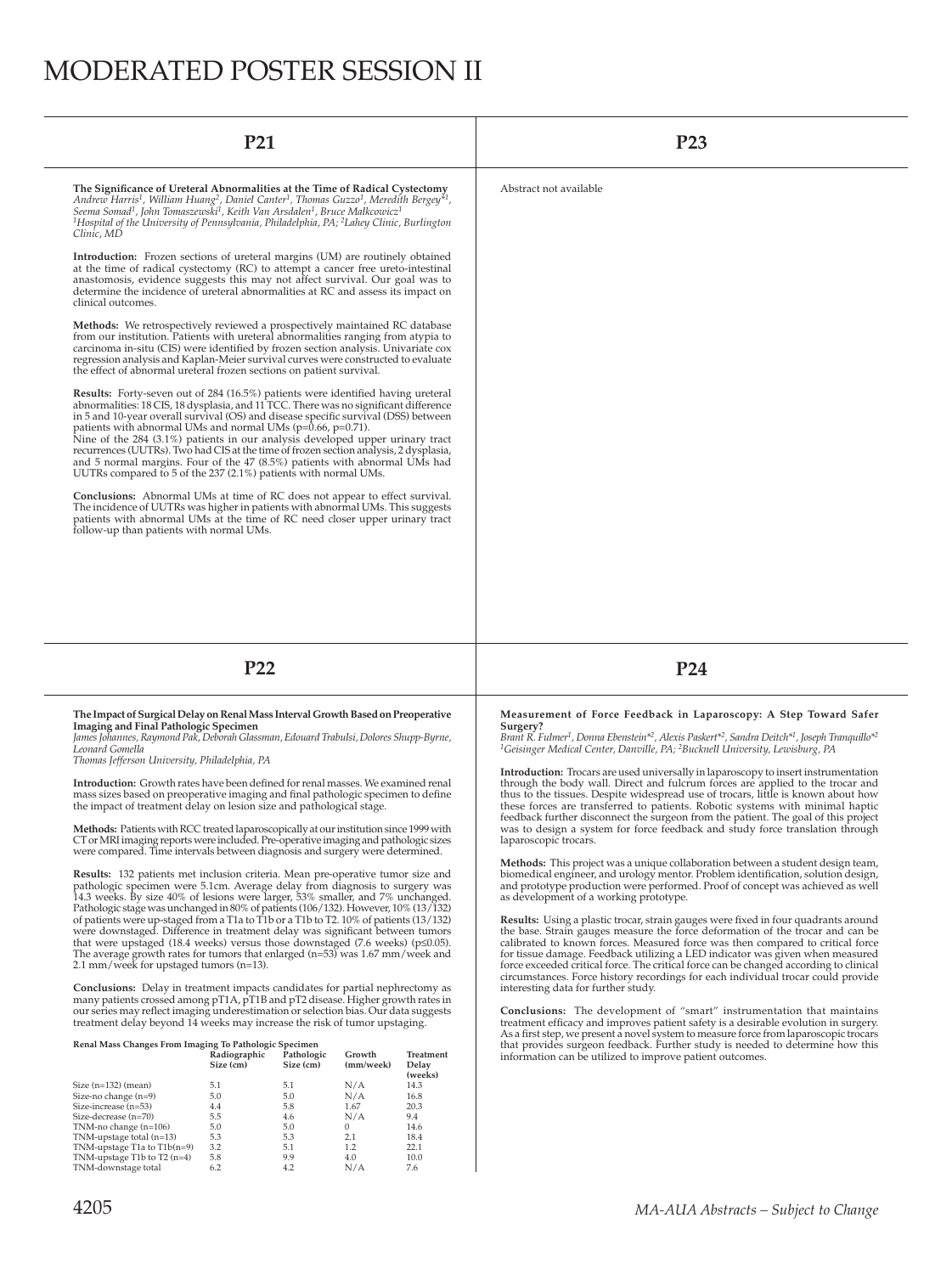# MODERATED POSTER SESSION II

## P21

**The Significance of Ureteral Abnormalities at the Time of Radical Cystectomy**
*Andrew Harris[1], William Huang[2], Daniel Canter[1], Thomas Guzzo[1], Meredith Bergey*[1], Seema Somad[1], John Tomaszewski[1], Keith Van Arsdalen[1], Bruce Malkcowicz[1]*
*[1]Hospital of the University of Pennsylvania, Philadelphia, PA; [2]Lahey Clinic, Burlington Clinic, MD*

**Introduction:** Frozen sections of ureteral margins (UM) are routinely obtained at the time of radical cystectomy (RC) to attempt a cancer free ureto-intestinal anastomosis, evidence suggests this may not affect survival. Our goal was to determine the incidence of ureteral abnormalities at RC and assess its impact on clinical outcomes.

**Methods:** We retrospectively reviewed a prospectively maintained RC database from our institution. Patients with ureteral abnormalities ranging from atypia to carcinoma in-situ (CIS) were identified by frozen section analysis. Univariate cox regression analysis and Kaplan-Meier survival curves were constructed to evaluate the effect of abnormal ureteral frozen sections on patient survival.

**Results:** Forty-seven out of 284 (16.5%) patients were identified having ureteral abnormalities: 18 CIS, 18 dysplasia, and 11 TCC. There was no significant difference in 5 and 10-year overall survival (OS) and disease specific survival (DSS) between patients with abnormal UMs and normal UMs ($p=0.66$, $p=0.71$).
Nine of the 284 (3.1%) patients in our analysis developed upper urinary tract recurrences (UUTRs). Two had CIS at the time of frozen section analysis, 2 dysplasia, and 5 normal margins. Four of the 47 (8.5%) patients with abnormal UMs had UUTRs compared to 5 of the 237 (2.1%) patients with normal UMs.

**Conclusions:** Abnormal UMs at time of RC does not appear to effect survival. The incidence of UUTRs was higher in patients with abnormal UMs. This suggests patients with abnormal UMs at the time of RC need closer upper urinary tract follow-up than patients with normal UMs.

## P23

Abstract not available

## P22

**The Impact of Surgical Delay on Renal Mass Interval Growth Based on Preoperative Imaging and Final Pathologic Specimen**
*James Johannes, Raymond Pak, Deborah Glassman, Edouard Trabulsi, Dolores Shupp-Byrne, Leonard Gomella*
*Thomas Jefferson University, Philadelphia, PA*

**Introduction:** Growth rates have been defined for renal masses. We examined renal mass sizes based on preoperative imaging and final pathologic specimen to define the impact of treatment delay on lesion size and pathological stage.

**Methods:** Patients with RCC treated laparoscopically at our institution since 1999 with CT or MRI imaging reports were included. Pre-operative imaging and pathologic sizes were compared. Time intervals between diagnosis and surgery were determined.

**Results:** 132 patients met inclusion criteria. Mean pre-operative tumor size and pathologic specimen were 5.1cm. Average delay from diagnosis to surgery was 14.3 weeks. By size 40% of lesions were larger, 53% smaller, and 7% unchanged. Pathologic stage was unchanged in 80% of patients (106/132). However, 10% (13/132) of patients were up-staged from a T1a to T1b or a T1b to T2. 10% of patients (13/132) were downstaged. Difference in treatment delay was significant between tumors that were upstaged (18.4 weeks) versus those downstaged (7.6 weeks) ($p \leq 0.05$). The average growth rates for tumors that enlarged (n=53) was 1.67 mm/week and 2.1 mm/week for upstaged tumors (n=13).

**Conclusions:** Delay in treatment impacts candidates for partial nephrectomy as many patients crossed among pT1A, pT1B and pT2 disease. Higher growth rates in our series may reflect imaging underestimation or selection bias. Our data suggests treatment delay beyond 14 weeks may increase the risk of tumor upstaging.

**Renal Mass Changes From Imaging To Pathologic Specimen**

| | Radiographic Size (cm) | Pathologic Size (cm) | Growth (mm/week) | Treatment Delay (weeks) |
|---|---|---|---|---|
| Size (n=132) (mean) | 5.1 | 5.1 | N/A | 14.3 |
| Size-no change (n=9) | 5.0 | 5.0 | N/A | 16.8 |
| Size-increase (n=53) | 4.4 | 5.8 | 1.67 | 20.3 |
| Size-decrease (n=70) | 5.5 | 4.6 | N/A | 9.4 |
| TNM-no change (n=106) | 5.0 | 5.0 | 0 | 14.6 |
| TNM-upstage total (n=13) | 5.3 | 5.3 | 2.1 | 18.4 |
| TNM-upstage T1a to T1b(n=9) | 3.2 | 5.1 | 1.2 | 22.1 |
| TNM-upstage T1b to T2 (n=4) | 5.8 | 9.9 | 4.0 | 10.0 |
| TNM-downstage total | 6.2 | 4.2 | N/A | 7.6 |

## P24

**Measurement of Force Feedback in Laparoscopy: A Step Toward Safer Surgery?**
*Brant R. Fulmer[1], Donna Ebenstein*[2], Alexis Paskert*[2], Sandra Deitch*[1], Joseph Tranquillo*[2]*
*[1]Geisinger Medical Center, Danville, PA; [2]Bucknell University, Lewisburg, PA*

**Introduction:** Trocars are used universally in laparoscopy to insert instrumentation through the body wall. Direct and fulcrum forces are applied to the trocar and thus to the tissues. Despite widespread use of trocars, little is known about how these forces are transferred to patients. Robotic systems with minimal haptic feedback further disconnect the surgeon from the patient. The goal of this project was to design a system for force feedback and study force translation through laparoscopic trocars.

**Methods:** This project was a unique collaboration between a student design team, biomedical engineer, and urology mentor. Problem identification, solution design, and prototype production were performed. Proof of concept was achieved as well as development of a working prototype.

**Results:** Using a plastic trocar, strain gauges were fixed in four quadrants around the base. Strain gauges measure the force deformation of the trocar and can be calibrated to known forces. Measured force was then compared to critical force for tissue damage. Feedback utilizing a LED indicator was given when measured force exceeded critical force. The critical force can be changed according to clinical circumstances. Force history recordings for each individual trocar could provide interesting data for further study.

**Conclusions:** The development of "smart" instrumentation that maintains treatment efficacy and improves patient safety is a desirable evolution in surgery. As a first step, we present a novel system to measure force from laparoscopic trocars that provides surgeon feedback. Further study is needed to determine how this information can be utilized to improve patient outcomes.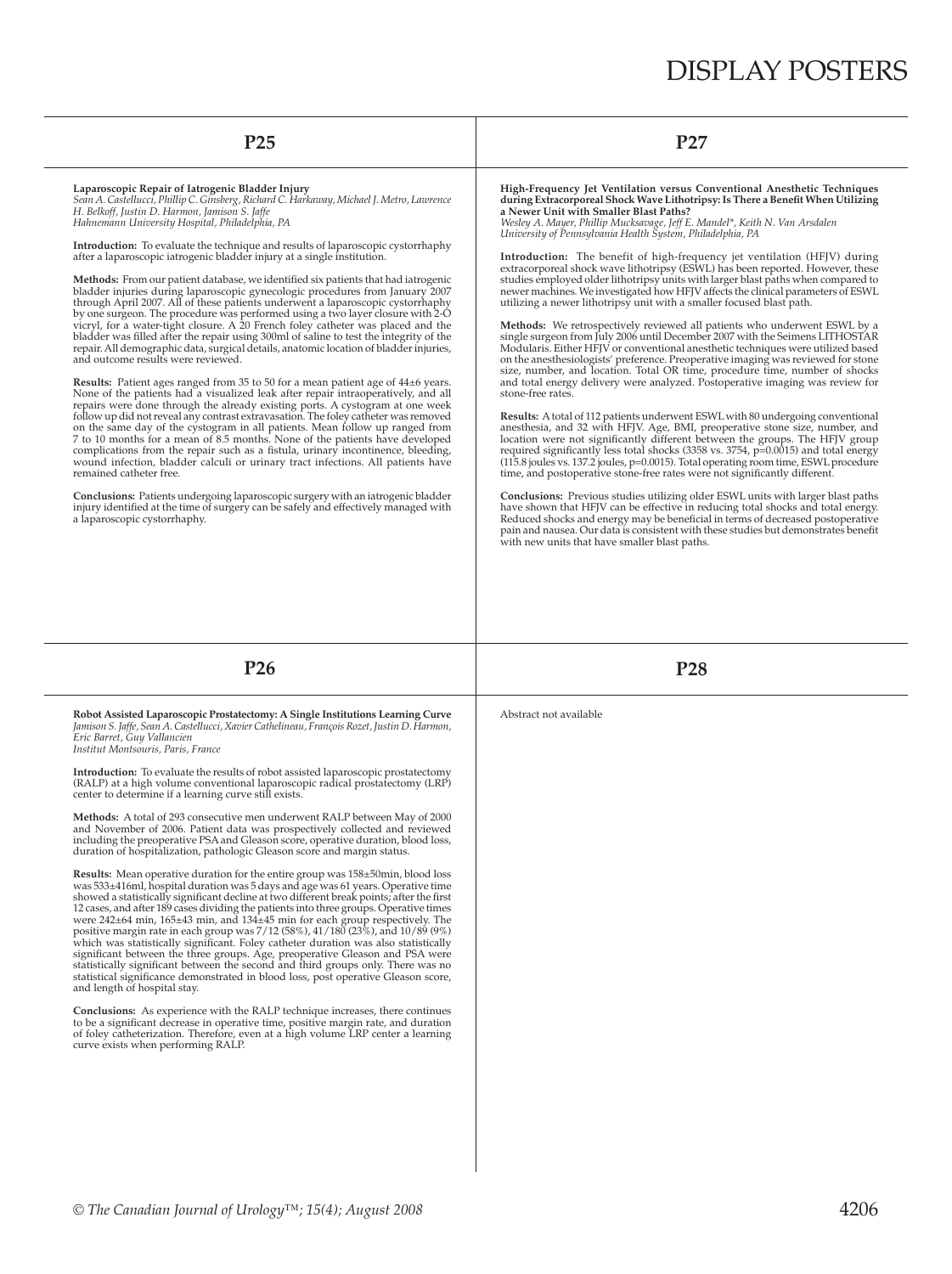# DISPLAY POSTERS

## P25

**Laparoscopic Repair of Iatrogenic Bladder Injury**
*Sean A. Castellucci, Phillip C. Ginsberg, Richard C. Harkaway, Michael J. Metro, Lawrence H. Belkoff, Justin D. Harmon, Jamison S. Jaffe*
*Hahnemann University Hospital, Philadelphia, PA*

**Introduction:** To evaluate the technique and results of laparoscopic cystorrhaphy after a laparoscopic iatrogenic bladder injury at a single institution.

**Methods:** From our patient database, we identified six patients that had iatrogenic bladder injuries during laparoscopic gynecologic procedures from January 2007 through April 2007. All of these patients underwent a laparoscopic cystorrhaphy by one surgeon. The procedure was performed using a two layer closure with 2-O vicryl, for a water-tight closure. A 20 French foley catheter was placed and the bladder was filled after the repair using 300ml of saline to test the integrity of the repair. All demographic data, surgical details, anatomic location of bladder injuries, and outcome results were reviewed.

**Results:** Patient ages ranged from 35 to 50 for a mean patient age of 44±6 years. None of the patients had a visualized leak after repair intraoperatively, and all repairs were done through the already existing ports. A cystogram at one week follow up did not reveal any contrast extravasation. The foley catheter was removed on the same day of the cystogram in all patients. Mean follow up ranged from 7 to 10 months for a mean of 8.5 months. None of the patients have developed complications from the repair such as a fistula, urinary incontinence, bleeding, wound infection, bladder calculi or urinary tract infections. All patients have remained catheter free.

**Conclusions:** Patients undergoing laparoscopic surgery with an iatrogenic bladder injury identified at the time of surgery can be safely and effectively managed with a laparoscopic cystorrhaphy.

## P26

**Robot Assisted Laparoscopic Prostatectomy: A Single Institutions Learning Curve**
*Jamison S. Jaffe, Sean A. Castellucci, Xavier Cathelineau, François Rozet, Justin D. Harmon, Eric Barret, Guy Vallancien*
*Institut Montsouris, Paris, France*

**Introduction:** To evaluate the results of robot assisted laparoscopic prostatectomy (RALP) at a high volume conventional laparoscopic radical prostatectomy (LRP) center to determine if a learning curve still exists.

**Methods:** A total of 293 consecutive men underwent RALP between May of 2000 and November of 2006. Patient data was prospectively collected and reviewed including the preoperative PSA and Gleason score, operative duration, blood loss, duration of hospitalization, pathologic Gleason score and margin status.

**Results:** Mean operative duration for the entire group was 158±50min, blood loss was 533±416ml, hospital duration was 5 days and age was 61 years. Operative time showed a statistically significant decline at two different break points; after the first 12 cases, and after 189 cases dividing the patients into three groups. Operative times were 242±64 min, 165±43 min, and 134±45 min for each group respectively. The positive margin rate in each group was 7/12 (58%), 41/180 (23%), and 10/89 (9%) which was statistically significant. Foley catheter duration was also statistically significant between the three groups. Age, preoperative Gleason and PSA were statistically significant between the second and third groups only. There was no statistical significance demonstrated in blood loss, post operative Gleason score, and length of hospital stay.

**Conclusions:** As experience with the RALP technique increases, there continues to be a significant decrease in operative time, positive margin rate, and duration of foley catheterization. Therefore, even at a high volume LRP center a learning curve exists when performing RALP.

## P27

**High-Frequency Jet Ventilation versus Conventional Anesthetic Techniques during Extracorporeal Shock Wave Lithotripsy: Is There a Benefit When Utilizing a Newer Unit with Smaller Blast Paths?**
*Wesley A. Mayer, Phillip Mucksavage, Jeff E. Mandel\*, Keith N. Van Arsdalen*
*University of Pennsylvania Health System, Philadelphia, PA*

**Introduction:** The benefit of high-frequency jet ventilation (HFJV) during extracorporeal shock wave lithotripsy (ESWL) has been reported. However, these studies employed older lithotripsy units with larger blast paths when compared to newer machines. We investigated how HFJV affects the clinical parameters of ESWL utilizing a newer lithotripsy unit with a smaller focused blast path.

**Methods:** We retrospectively reviewed all patients who underwent ESWL by a single surgeon from July 2006 until December 2007 with the Seimens LITHOSTAR Modularis. Either HFJV or conventional anesthetic techniques were utilized based on the anesthesiologists' preference. Preoperative imaging was reviewed for stone size, number, and location. Total OR time, procedure time, number of shocks and total energy delivery were analyzed. Postoperative imaging was review for stone-free rates.

**Results:** A total of 112 patients underwent ESWL with 80 undergoing conventional anesthesia, and 32 with HFJV. Age, BMI, preoperative stone size, number, and location were not significantly different between the groups. The HFJV group required significantly less total shocks (3358 vs. 3754, $p=0.0015$) and total energy (115.8 joules vs. 137.2 joules, $p=0.0015$). Total operating room time, ESWL procedure time, and postoperative stone-free rates were not significantly different.

**Conclusions:** Previous studies utilizing older ESWL units with larger blast paths have shown that HFJV can be effective in reducing total shocks and total energy. Reduced shocks and energy may be beneficial in terms of decreased postoperative pain and nausea. Our data is consistent with these studies but demonstrates benefit with new units that have smaller blast paths.

## P28

Abstract not available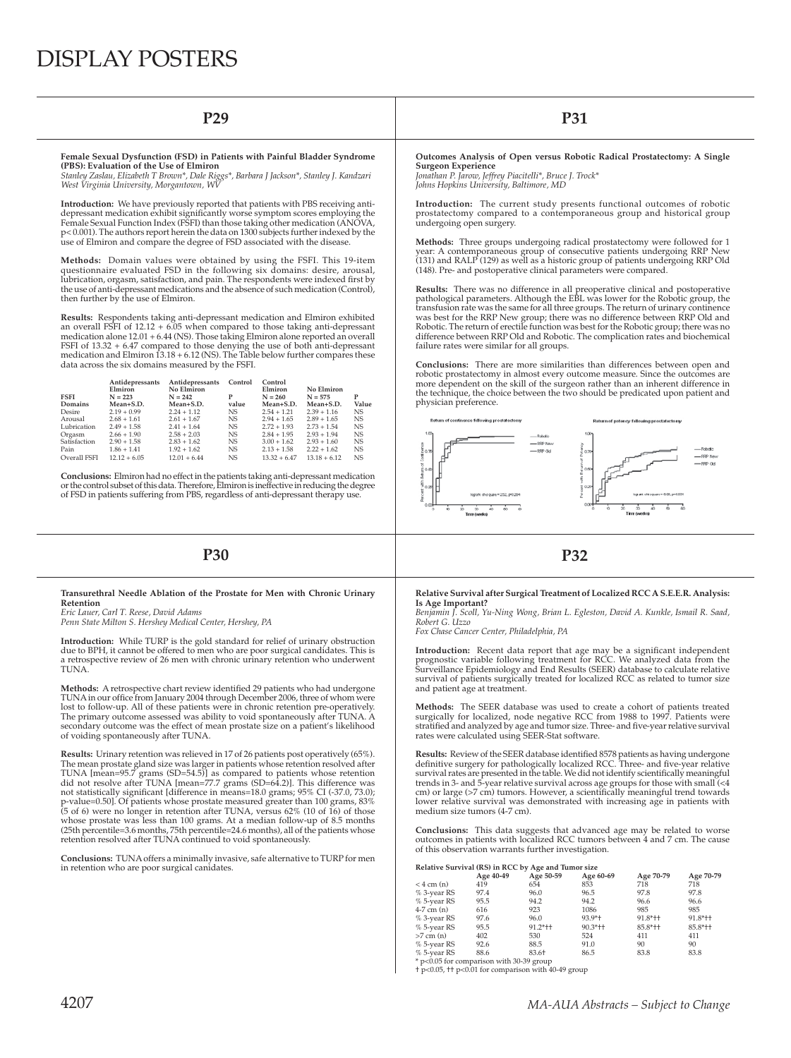# DISPLAY POSTERS

## P29

**Female Sexual Dysfunction (FSD) in Patients with Painful Bladder Syndrome (PBS): Evaluation of the Use of Elmiron**

*Stanley Zaslau, Elizabeth T Brown\*, Dale Riggs\*, Barbara J Jackson\*, Stanley J. Kandzari*
*West Virginia University, Morgantown, WV*

**Introduction:** We have previously reported that patients with PBS receiving anti-depressant medication exhibit significantly worse symptom scores employing the Female Sexual Function Index (FSFI) than those taking other medication (ANOVA, $p < 0.001$). The authors report herein the data on 1300 subjects further indexed by the use of Elmiron and compare the degree of FSD associated with the disease.

**Methods:** Domain values were obtained by using the FSFI. This 19-item questionnaire evaluated FSD in the following six domains: desire, arousal, lubrication, orgasm, satisfaction, and pain. The respondents were indexed first by the use of anti-depressant medications and the absence of such medication (Control), then further by the use of Elmiron.

**Results:** Respondents taking anti-depressant medication and Elmiron exhibited an overall FSFI of 12.12 + 6.05 when compared to those taking anti-depressant medication alone 12.01 + 6.44 (NS). Those taking Elmiron alone reported an overall FSFI of 13.32 + 6.47 compared to those denying the use of both anti-depressant medication and Elmiron 13.18 + 6.12 (NS). The Table below further compares these data across the six domains measured by the FSFI.

| FSFI Domains | Antidepressants Elmiron N = 223 Mean+S.D. | Antidepressants No Elmiron N = 242 Mean+S.D. | Control P value | Control Elmiron N = 260 Mean+S.D. | No Elmiron N = 575 Mean+S.D. | P Value |
|---|---|---|---|---|---|---|
| Desire | 2.19 + 0.99 | 2.24 + 1.12 | NS | 2.54 + 1.21 | 2.39 + 1.16 | NS |
| Arousal | 2.68 + 1.61 | 2.61 + 1.67 | NS | 2.94 + 1.65 | 2.89 + 1.65 | NS |
| Lubrication | 2.49 + 1.58 | 2.41 + 1.64 | NS | 2.72 + 1.93 | 2.73 + 1.54 | NS |
| Orgasm | 2.66 + 1.90 | 2.58 + 2.03 | NS | 2.84 + 1.95 | 2.93 + 1.94 | NS |
| Satisfaction | 2.90 + 1.58 | 2.83 + 1.62 | NS | 3.00 + 1.62 | 2.93 + 1.60 | NS |
| Pain | 1.86 + 1.41 | 1.92 + 1.62 | NS | 2.13 + 1.58 | 2.22 + 1.62 | NS |
| Overall FSFI | 12.12 + 6.05 | 12.01 + 6.44 | NS | 13.32 + 6.47 | 13.18 + 6.12 | NS |

**Conclusions:** Elmiron had no effect in the patients taking anti-depressant medication or the control subset of this data. Therefore, Elmiron is ineffective in reducing the degree of FSD in patients suffering from PBS, regardless of anti-depressant therapy use.

## P30

**Transurethral Needle Ablation of the Prostate for Men with Chronic Urinary Retention**

*Eric Lauer, Carl T. Reese, David Adams*
*Penn State Milton S. Hershey Medical Center, Hershey, PA*

**Introduction:** While TURP is the gold standard for relief of urinary obstruction due to BPH, it cannot be offered to men who are poor surgical candidates. This is a retrospective review of 26 men with chronic urinary retention who underwent TUNA.

**Methods:** A retrospective chart review identified 29 patients who had undergone TUNA in our office from January 2004 through December 2006, three of whom were lost to follow-up. All of these patients were in chronic retention pre-operatively. The primary outcome assessed was ability to void spontaneously after TUNA. A secondary outcome was the effect of mean prostate size on a patient's likelihood of voiding spontaneously after TUNA.

**Results:** Urinary retention was relieved in 17 of 26 patients post operatively (65%). The mean prostate gland size was larger in patients whose retention resolved after TUNA [mean=95.7 grams (SD=54.5)] as compared to patients whose retention did not resolve after TUNA [mean=77.7 grams (SD=64.2)]. This difference was not statistically significant [difference in means=18.0 grams; 95% CI (-37.0, 73.0); p-value=0.50]. Of patients whose prostate measured greater than 100 grams, 83% (5 of 6) were no longer in retention after TUNA, versus 62% (10 of 16) of those whose prostate was less than 100 grams. At a median follow-up of 8.5 months (25th percentile=3.6 months, 75th percentile=24.6 months), all of the patients whose retention resolved after TUNA continued to void spontaneously.

**Conclusions:** TUNA offers a minimally invasive, safe alternative to TURP for men in retention who are poor surgical canidates.

## P31

**Outcomes Analysis of Open versus Robotic Radical Prostatectomy: A Single Surgeon Experience**

*Jonathan P. Jarow, Jeffrey Piacitelli\*, Bruce J. Trock\**
*Johns Hopkins University, Baltimore, MD*

**Introduction:** The current study presents functional outcomes of robotic prostatectomy compared to a contemporaneous group and historical group undergoing open surgery.

**Methods:** Three groups undergoing radical prostatectomy were followed for 1 year: A contemporaneous group of consecutive patients undergoing RRP New (131) and RALP (129) as well as a historic group of patients undergoing RRP Old (148). Pre- and postoperative clinical parameters were compared.

**Results:** There was no difference in all preoperative clinical and postoperative pathological parameters. Although the EBL was lower for the Robotic group, the transfusion rate was the same for all three groups. The return of urinary continence was best for the RRP New group; there was no difference between RRP Old and Robotic. The return of erectile function was best for the Robotic group; there was no difference between RRP Old and Robotic. The complication rates and biochemical failure rates were similar for all groups.

**Conclusions:** There are more similarities than differences between open and robotic prostatectomy in almost every outcome measure. Since the outcomes are more dependent on the skill of the surgeon rather than an inherent difference in the technique, the choice between the two should be predicated upon patient and physician preference.

## P32

**Relative Survival after Surgical Treatment of Localized RCC A S.E.E.R. Analysis: Is Age Important?**

*Benjamin J. Scoll, Yu-Ning Wong, Brian L. Egleston, David A. Kunkle, Ismail R. Saad, Robert G. Uzzo*
*Fox Chase Cancer Center, Philadelphia, PA*

**Introduction:** Recent data report that age may be a significant independent prognostic variable following treatment for RCC. We analyzed data from the Surveillance Epidemiology and End Results (SEER) database to calculate relative survival of patients surgically treated for localized RCC as related to tumor size and patient age at treatment.

**Methods:** The SEER database was used to create a cohort of patients treated surgically for localized, node negative RCC from 1988 to 1997. Patients were stratified and analyzed by age and tumor size. Three- and five-year relative survival rates were calculated using SEER-Stat software.

**Results:** Review of the SEER database identified 8578 patients as having undergone definitive surgery for pathologically localized RCC. Three- and five-year relative survival rates are presented in the table. We did not identify scientifically meaningful trends in 3- and 5-year relative survival across age groups for those with small (<4 cm) or large (>7 cm) tumors. However, a scientifically meaningful trend towards lower relative survival was demonstrated with increasing age in patients with medium size tumors (4-7 cm).

**Conclusions:** This data suggests that advanced age may be related to worse outcomes in patients with localized RCC tumors between 4 and 7 cm. The cause of this observation warrants further investigation.

**Relative Survival (RS) in RCC by Age and Tumor size**

| | Age 40-49 | Age 50-59 | Age 60-69 | Age 70-79 | Age 70-79 |
|---|---|---|---|---|---|
| < 4 cm (n) | 419 | 654 | 853 | 718 | 718 |
| % 3-year RS | 97.4 | 96.0 | 96.5 | 97.8 | 97.8 |
| % 5-year RS | 95.5 | 94.2 | 94.2 | 96.6 | 96.6 |
| 4-7 cm (n) | 616 | 923 | 1086 | 985 | 985 |
| % 3-year RS | 97.6 | 96.0 | 93.9\*† | 91.8\*†† | 91.8\*†† |
| % 5-year RS | 95.5 | 91.2\*†† | 90.3\*†† | 85.8\*†† | 85.8\*†† |
| >7 cm (n) | 402 | 530 | 524 | 411 | 411 |
| % 5-year RS | 92.6 | 88.5 | 91.0 | 90 | 90 |
| % 5-year RS | 88.6 | 83.6† | 86.5 | 83.8 | 83.8 |

\* $p<0.05$ for comparison with 30-39 group
† $p<0.05$, †† $p<0.01$ for comparison with 40-49 group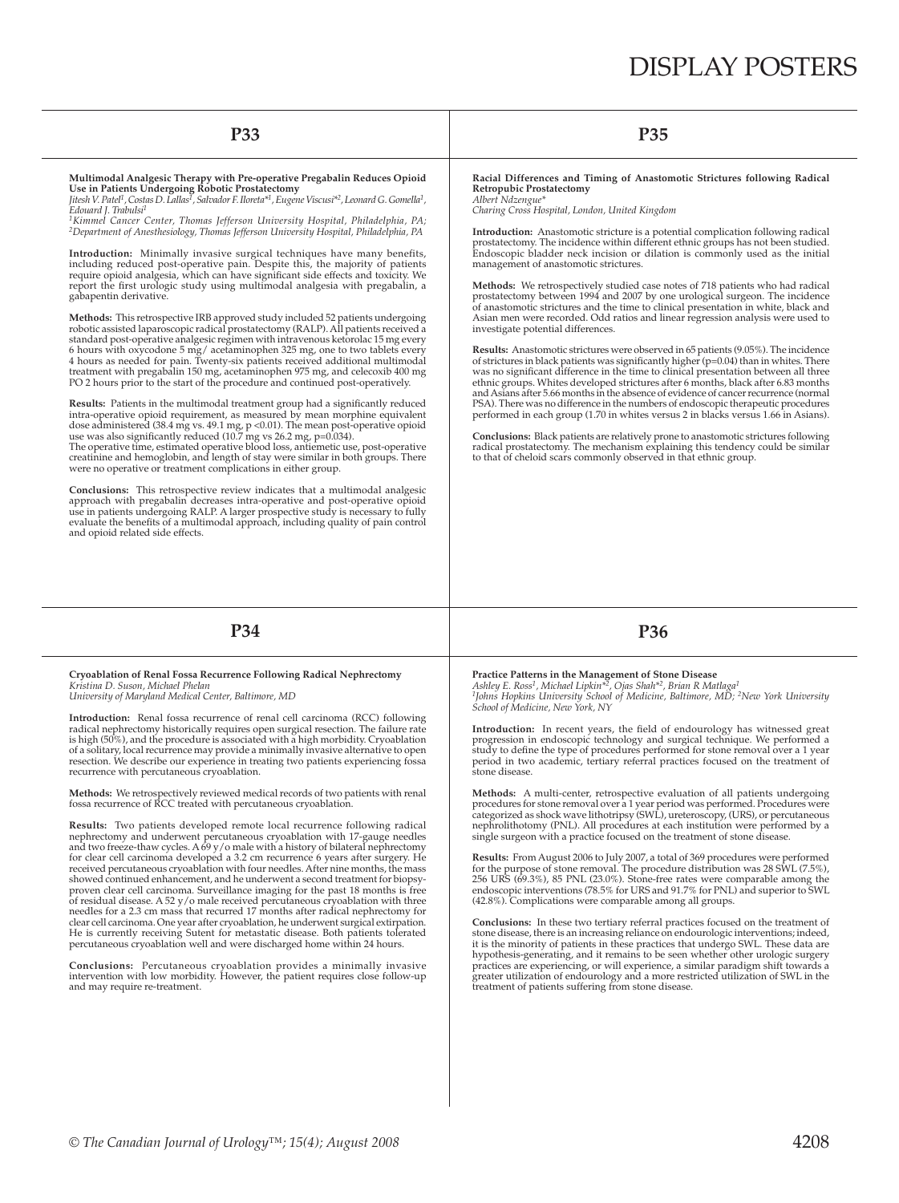# DISPLAY POSTERS

## P33

**Multimodal Analgesic Therapy with Pre-operative Pregabalin Reduces Opioid Use in Patients Undergoing Robotic Prostatectomy**
*Jitesh V. Patel[1], Costas D. Lallas[1], Salvador F. Iloreta*[1], Eugene Viscusi*[2], Leonard G. Gomella[1], Edouard J. Trabulsi[1]*
*[1]Kimmel Cancer Center, Thomas Jefferson University Hospital, Philadelphia, PA; [2]Department of Anesthesiology, Thomas Jefferson University Hospital, Philadelphia, PA*

**Introduction:** Minimally invasive surgical techniques have many benefits, including reduced post-operative pain. Despite this, the majority of patients require opioid analgesia, which can have significant side effects and toxicity. We report the first urologic study using multimodal analgesia with pregabalin, a gabapentin derivative.

**Methods:** This retrospective IRB approved study included 52 patients undergoing robotic assisted laparoscopic radical prostatectomy (RALP). All patients received a standard post-operative analgesic regimen with intravenous ketorolac 15 mg every 6 hours with oxycodone 5 mg/ acetaminophen 325 mg, one to two tablets every 4 hours as needed for pain. Twenty-six patients received additional multimodal treatment with pregabalin 150 mg, acetaminophen 975 mg, and celecoxib 400 mg PO 2 hours prior to the start of the procedure and continued post-operatively.

**Results:** Patients in the multimodal treatment group had a significantly reduced intra-operative opioid requirement, as measured by mean morphine equivalent dose administered (38.4 mg vs. 49.1 mg, $p < 0.01$). The mean post-operative opioid use was also significantly reduced (10.7 mg vs 26.2 mg, $p=0.034$).
The operative time, estimated operative blood loss, antiemetic use, post-operative creatinine and hemoglobin, and length of stay were similar in both groups. There were no operative or treatment complications in either group.

**Conclusions:** This retrospective review indicates that a multimodal analgesic approach with pregabalin decreases intra-operative and post-operative opioid use in patients undergoing RALP. A larger prospective study is necessary to fully evaluate the benefits of a multimodal approach, including quality of pain control and opioid related side effects.

## P34

**Cryoablation of Renal Fossa Recurrence Following Radical Nephrectomy**
*Kristina D. Suson, Michael Phelan*
*University of Maryland Medical Center, Baltimore, MD*

**Introduction:** Renal fossa recurrence of renal cell carcinoma (RCC) following radical nephrectomy historically requires open surgical resection. The failure rate is high (50%), and the procedure is associated with a high morbidity. Cryoablation of a solitary, local recurrence may provide a minimally invasive alternative to open resection. We describe our experience in treating two patients experiencing fossa recurrence with percutaneous cryoablation.

**Methods:** We retrospectively reviewed medical records of two patients with renal fossa recurrence of RCC treated with percutaneous cryoablation.

**Results:** Two patients developed remote local recurrence following radical nephrectomy and underwent percutaneous cryoablation with 17-gauge needles and two freeze-thaw cycles. A 69 y/o male with a history of bilateral nephrectomy for clear cell carcinoma developed a 3.2 cm recurrence 6 years after surgery. He received percutaneous cryoablation with four needles. After nine months, the mass showed continued enhancement, and he underwent a second treatment for biopsy-proven clear cell carcinoma. Surveillance imaging for the past 18 months is free of residual disease. A 52 y/o male received percutaneous cryoablation with three needles for a 2.3 cm mass that recurred 17 months after radical nephrectomy for clear cell carcinoma. One year after cryoablation, he underwent surgical extirpation. He is currently receiving Sutent for metastatic disease. Both patients tolerated percutaneous cryoablation well and were discharged home within 24 hours.

**Conclusions:** Percutaneous cryoablation provides a minimally invasive intervention with low morbidity. However, the patient requires close follow-up and may require re-treatment.

## P35

**Racial Differences and Timing of Anastomotic Strictures following Radical Retropubic Prostatectomy**
*Albert Ndzengue**
*Charing Cross Hospital, London, United Kingdom*

**Introduction:** Anastomotic stricture is a potential complication following radical prostatectomy. The incidence within different ethnic groups has not been studied. Endoscopic bladder neck incision or dilation is commonly used as the initial management of anastomotic strictures.

**Methods:** We retrospectively studied case notes of 718 patients who had radical prostatectomy between 1994 and 2007 by one urological surgeon. The incidence of anastomotic strictures and the time to clinical presentation in white, black and Asian men were recorded. Odd ratios and linear regression analysis were used to investigate potential differences.

**Results:** Anastomotic strictures were observed in 65 patients (9.05%). The incidence of strictures in black patients was significantly higher ($p=0.04$) than in whites. There was no significant difference in the time to clinical presentation between all three ethnic groups. Whites developed strictures after 6 months, black after 6.83 months and Asians after 5.66 months in the absence of evidence of cancer recurrence (normal PSA). There was no difference in the numbers of endoscopic therapeutic procedures performed in each group (1.70 in whites versus 2 in blacks versus 1.66 in Asians).

**Conclusions:** Black patients are relatively prone to anastomotic strictures following radical prostatectomy. The mechanism explaining this tendency could be similar to that of cheloid scars commonly observed in that ethnic group.

## P36

**Practice Patterns in the Management of Stone Disease**
*Ashley E. Ross[1], Michael Lipkin*[2], Ojas Shah*[2], Brian R Matlaga[1]*
*[1]Johns Hopkins University School of Medicine, Baltimore, MD; [2]New York University School of Medicine, New York, NY*

**Introduction:** In recent years, the field of endourology has witnessed great progression in endoscopic technology and surgical technique. We performed a study to define the type of procedures performed for stone removal over a 1 year period in two academic, tertiary referral practices focused on the treatment of stone disease.

**Methods:** A multi-center, retrospective evaluation of all patients undergoing procedures for stone removal over a 1 year period was performed. Procedures were categorized as shock wave lithotripsy (SWL), ureteroscopy, (URS), or percutaneous nephrolithotomy (PNL). All procedures at each institution were performed by a single surgeon with a practice focused on the treatment of stone disease.

**Results:** From August 2006 to July 2007, a total of 369 procedures were performed for the purpose of stone removal. The procedure distribution was 28 SWL (7.5%), 256 URS (69.3%), 85 PNL (23.0%). Stone-free rates were comparable among the endoscopic interventions (78.5% for URS and 91.7% for PNL) and superior to SWL (42.8%). Complications were comparable among all groups.

**Conclusions:** In these two tertiary referral practices focused on the treatment of stone disease, there is an increasing reliance on endourologic interventions; indeed, it is the minority of patients in these practices that undergo SWL. These data are hypothesis-generating, and it remains to be seen whether other urologic surgery practices are experiencing, or will experience, a similar paradigm shift towards a greater utilization of endourology and a more restricted utilization of SWL in the treatment of patients suffering from stone disease.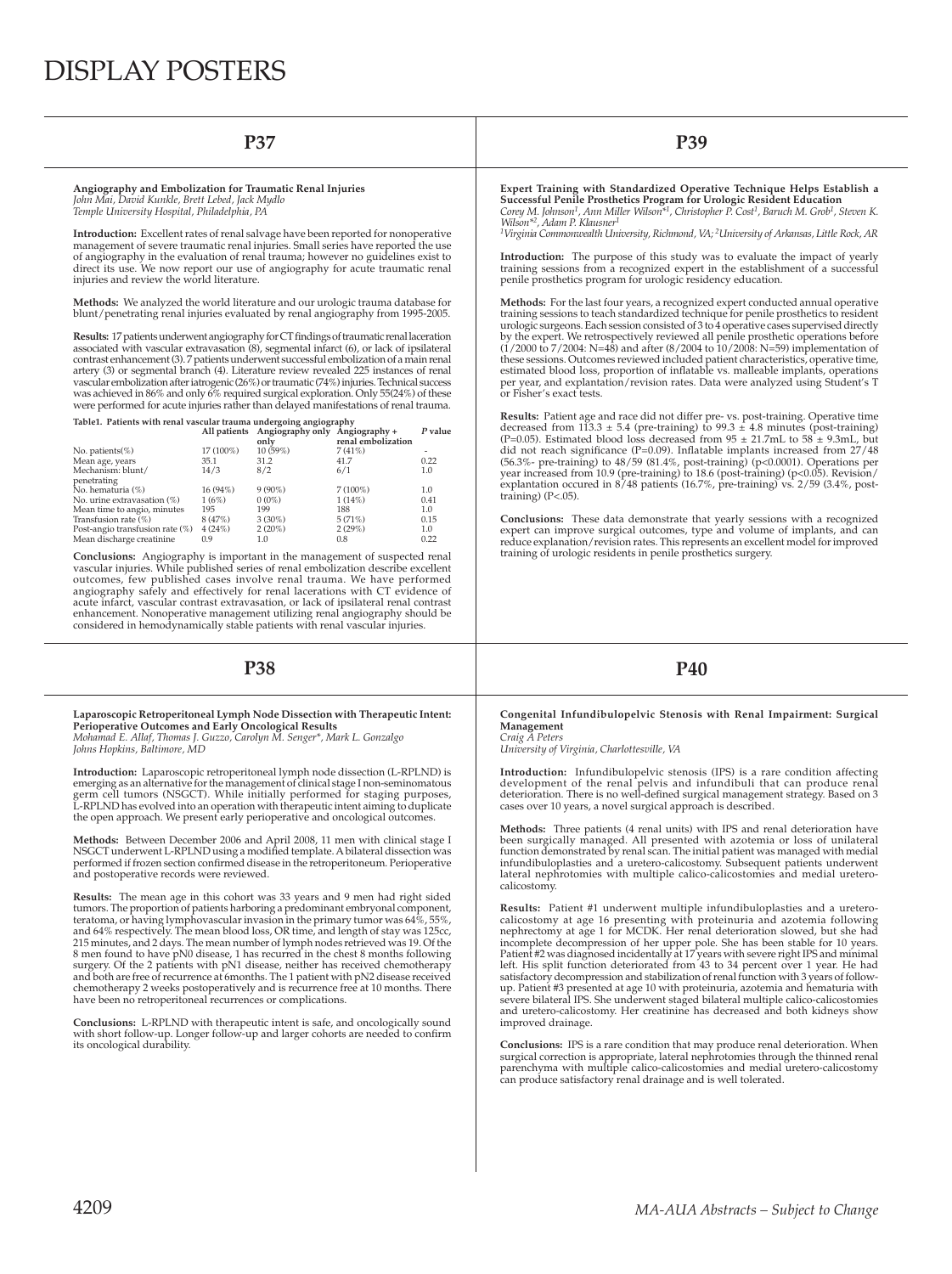# DISPLAY POSTERS

## P37

**Angiography and Embolization for Traumatic Renal Injuries**
*John Mai, David Kunkle, Brett Lebed, Jack Mydlo*
*Temple University Hospital, Philadelphia, PA*

**Introduction:** Excellent rates of renal salvage have been reported for nonoperative management of severe traumatic renal injuries. Small series have reported the use of angiography in the evaluation of renal trauma; however no guidelines exist to direct its use. We now report our use of angiography for acute traumatic renal injuries and review the world literature.

**Methods:** We analyzed the world literature and our urologic trauma database for blunt/penetrating renal injuries evaluated by renal angiography from 1995-2005.

**Results:** 17 patients underwent angiography for CT findings of traumatic renal laceration associated with vascular extravasation (8), segmental infarct (6), or lack of ipsilateral contrast enhancement (3). 7 patients underwent successful embolization of a main renal artery (3) or segmental branch (4). Literature review revealed 225 instances of renal vascular embolization after iatrogenic (26%) or traumatic (74%) injuries. Technical success was achieved in 86% and only 6% required surgical exploration. Only 55(24%) of these were performed for acute injuries rather than delayed manifestations of renal trauma.

**Table1. Patients with renal vascular trauma undergoing angiography**

| | All patients | Angiography only | Angiography + renal embolization | *P* value |
|---|---|---|---|---|
| No. patients(%) | 17 (100%) | 10 (59%) | 7 (41%) | - |
| Mean age, years | 35.1 | 31.2 | 41.7 | 0.22 |
| Mechanism: blunt/ penetrating | 14/3 | 8/2 | 6/1 | 1.0 |
| No. hematuria (%) | 16 (94%) | 9 (90%) | 7 (100%) | 1.0 |
| No. urine extravasation (%) | 1 (6%) | 0 (0%) | 1 (14%) | 0.41 |
| Mean time to angio, minutes | 195 | 199 | 188 | 1.0 |
| Transfusion rate (%) | 8 (47%) | 3 (30%) | 5 (71%) | 0.15 |
| Post-angio transfusion rate (%) | 4 (24%) | 2 (20%) | 2 (29%) | 1.0 |
| Mean discharge creatinine | 0.9 | 1.0 | 0.8 | 0.22 |

**Conclusions:** Angiography is important in the management of suspected renal vascular injuries. While published series of renal embolization describe excellent outcomes, few published cases involve renal trauma. We have performed angiography safely and effectively for renal lacerations with CT evidence of acute infarct, vascular contrast extravasation, or lack of ipsilateral renal contrast enhancement. Nonoperative management utilizing renal angiography should be considered in hemodynamically stable patients with renal vascular injuries.

## P38

**Laparoscopic Retroperitoneal Lymph Node Dissection with Therapeutic Intent: Perioperative Outcomes and Early Oncological Results**
*Mohamad E. Allaf, Thomas J. Guzzo, Carolyn M. Senger\*, Mark L. Gonzalgo*
*Johns Hopkins, Baltimore, MD*

**Introduction:** Laparoscopic retroperitoneal lymph node dissection (L-RPLND) is emerging as an alternative for the management of clinical stage I non-seminomatous germ cell tumors (NSGCT). While initially performed for staging purposes, L-RPLND has evolved into an operation with therapeutic intent aiming to duplicate the open approach. We present early perioperative and oncological outcomes.

**Methods:** Between December 2006 and April 2008, 11 men with clinical stage I NSGCT underwent L-RPLND using a modified template. A bilateral dissection was performed if frozen section confirmed disease in the retroperitoneum. Perioperative and postoperative records were reviewed.

**Results:** The mean age in this cohort was 33 years and 9 men had right sided tumors. The proportion of patients harboring a predominant embryonal component, teratoma, or having lymphovascular invasion in the primary tumor was 64%, 55%, and 64% respectively. The mean blood loss, OR time, and length of stay was 125cc, 215 minutes, and 2 days. The mean number of lymph nodes retrieved was 19. Of the 8 men found to have pN0 disease, 1 has recurred in the chest 8 months following surgery. Of the 2 patients with pN1 disease, neither has received chemotherapy and both are free of recurrence at 6months. The 1 patient with pN2 disease received chemotherapy 2 weeks postoperatively and is recurrence free at 10 months. There have been no retroperitoneal recurrences or complications.

**Conclusions:** L-RPLND with therapeutic intent is safe, and oncologically sound with short follow-up. Longer follow-up and larger cohorts are needed to confirm its oncological durability.

## P39

**Expert Training with Standardized Operative Technique Helps Establish a Successful Penile Prosthetics Program for Urologic Resident Education**
*Corey M. Johnson[1], Ann Miller Wilson\*[1], Christopher P. Cost[1], Baruch M. Grob[1], Steven K. Wilson\*[2], Adam P. Klausner[1]*
*[1]Virginia Commonwealth University, Richmond, VA; [2]University of Arkansas, Little Rock, AR*

**Introduction:** The purpose of this study was to evaluate the impact of yearly training sessions from a recognized expert in the establishment of a successful penile prosthetics program for urologic residency education.

**Methods:** For the last four years, a recognized expert conducted annual operative training sessions to teach standardized technique for penile prosthetics to resident urologic surgeons. Each session consisted of 3 to 4 operative cases supervised directly by the expert. We retrospectively reviewed all penile prosthetic operations before (1/2000 to 7/2004: N=48) and after (8/2004 to 10/2008: N=59) implementation of these sessions. Outcomes reviewed included patient characteristics, operative time, estimated blood loss, proportion of inflatable vs. malleable implants, operations per year, and explantation/revision rates. Data were analyzed using Student's T or Fisher's exact tests.

**Results:** Patient age and race did not differ pre- vs. post-training. Operative time decreased from 113.3 ± 5.4 (pre-training) to 99.3 ± 4.8 minutes (post-training) (P=0.05). Estimated blood loss decreased from 95 ± 21.7mL to 58 ± 9.3mL, but did not reach significance (P=0.09). Inflatable implants increased from 27/48 (56.3%- pre-training) to 48/59 (81.4%, post-training) (p<0.0001). Operations per year increased from 10.9 (pre-training) to 18.6 (post-training) (p<0.05). Revision/ explantation occured in 8/48 patients (16.7%, pre-training) vs. 2/59 (3.4%, post-training) (P<.05).

**Conclusions:** These data demonstrate that yearly sessions with a recognized expert can improve surgical outcomes, type and volume of implants, and can reduce explanation/revision rates. This represents an excellent model for improved training of urologic residents in penile prosthetics surgery.

## P40

**Congenital Infundibulopelvic Stenosis with Renal Impairment: Surgical Management**
*Craig A Peters*
*University of Virginia, Charlottesville, VA*

**Introduction:** Infundibulopelvic stenosis (IPS) is a rare condition affecting development of the renal pelvis and infundibuli that can produce renal deterioration. There is no well-defined surgical management strategy. Based on 3 cases over 10 years, a novel surgical approach is described.

**Methods:** Three patients (4 renal units) with IPS and renal deterioration have been surgically managed. All presented with azotemia or loss of unilateral function demonstrated by renal scan. The initial patient was managed with medial infundibuloplasties and a uretero-calicostomy. Subsequent patients underwent lateral nephrotomies with multiple calico-calicostomies and medial uretero-calicostomy.

**Results:** Patient #1 underwent multiple infundibuloplasties and a uretero-calicostomy at age 16 presenting with proteinuria and azotemia following nephrectomy at age 1 for MCDK. Her renal deterioration slowed, but she had incomplete decompression of her upper pole. She has been stable for 10 years. Patient #2 was diagnosed incidentally at 17 years with severe right IPS and minimal left. His split function deteriorated from 43 to 34 percent over 1 year. He had satisfactory decompression and stabilization of renal function with 3 years of follow-up. Patient #3 presented at age 10 with proteinuria, azotemia and hematuria with severe bilateral IPS. She underwent staged bilateral multiple calico-calicostomies and uretero-calicostomy. Her creatinine has decreased and both kidneys show improved drainage.

**Conclusions:** IPS is a rare condition that may produce renal deterioration. When surgical correction is appropriate, lateral nephrotomies through the thinned renal parenchyma with multiple calico-calicostomies and medial uretero-calicostomy can produce satisfactory renal drainage and is well tolerated.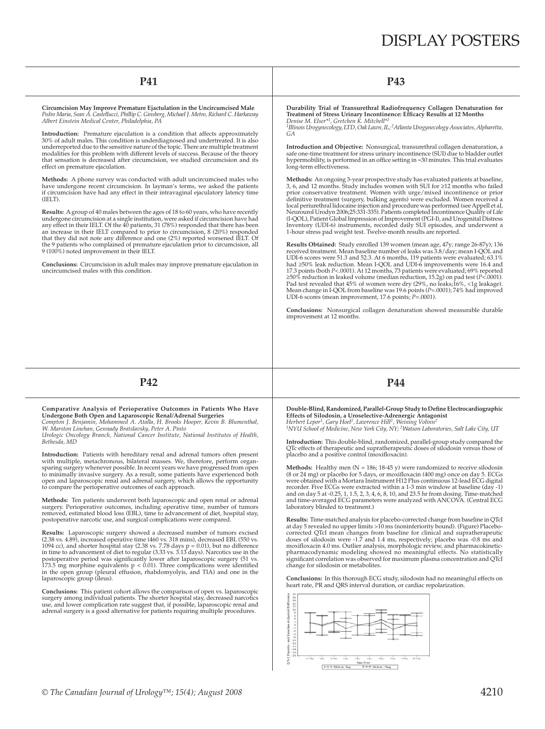# DISPLAY POSTERS

## P41

**Circumcision May Improve Premature Ejaculation in the Uncircumcised Male**
*Pedro Maria, Sean A. Castellucci, Phillip C. Ginsberg, Michael J. Metro, Richard C. Harkaway*
*Albert Einstein Medical Center, Philadelphia, PA*

**Introduction:** Premature ejaculation is a condition that affects approximately 30% of adult males. This condition is underdiagnosed and undertreated. It is also underreported due to the sensitive nature of the topic. There are multiple treatment modalities for this problem with different levels of success. Because of the theory that sensation is decreased after circumcision, we studied circumcision and its effect on premature ejaculation.

**Methods:** A phone survey was conducted with adult uncircumcised males who have undergone recent circumcision. In layman's terms, we asked the patients if circumcision have had any effect in their intravaginal ejaculatory latency time (IELT).

**Results:** A group of 40 males between the ages of 18 to 60 years, who have recently undergone circumcision at a single institution, were asked if circumcision have had any effect in their IELT. Of the 40 patients, 31 (78%) responded that there has been an increase in their IELT compared to prior to circumcision, 8 (20%) responded that they did not note any difference and one (2%) reported worsened IELT. Of the 9 patients who complained of premature ejaculation prior to circumcision, all 9 (100%) noted improvement in their IELT.

**Conclusions:** Circumcision in adult males may improve premature ejaculation in uncircumcised males with this condition.

## P43

**Durability Trial of Transurethral Radiofrequency Collagen Denaturation for Treatment of Stress Urinary Incontinence: Efficacy Results at 12 Months**
*Denise M. Elser*[1], Gretchen K. Mitchell*[2]*
*[1]Illinois Urogynecology, LTD, Oak Lawn, IL; [2]Atlanta Urogynecology Associates, Alpharetta, GA*

**Introduction and Objective:** Nonsurgical, transurethral collagen denaturation, a safe one-time treatment for stress urinary incontinence (SUI) due to bladder outlet hypermobility, is performed in an office setting in ≈30 minutes. This trial evaluates long-term effectiveness.

**Methods:** An ongoing 3-year prospective study has evaluated patients at baseline, 3, 6, and 12 months. Study includes women with SUI for ≥12 months who failed prior conservative treatment. Women with urge/mixed incontinence or prior definitive treatment (surgery, bulking agents) were excluded. Women received a local periurethral lidocaine injection and procedure was performed (see Appell et al, Neurourol Urodyn 2006;25:331-335). Patients completed Incontinence Quality of Life (I-QOL), Patient Global Impression of Improvement (PGI-I), and Urogenital Distress Inventory (UDI-6) instruments, recorded daily SUI episodes, and underwent a 1-hour stress pad weight test. Twelve-month results are reported.

**Results Obtained:** Study enrolled 139 women (mean age, 47y; range 26-87y); 136 received treatment. Mean baseline number of leaks was 3.8/day; mean I-QOL and UDI-6 scores were 51.3 and 52.3. At 6 months, 119 patients were evaluated; 63.1% had ≥50% leak reduction. Mean I-QOL and UDI-6 improvements were 16.4 and 17.3 points (both $P<.0001$). At 12 months, 73 patients were evaluated; 69% reported ≥50% reduction in leaked volume (median reduction, 15.2g) on pad test ($P<.0001$). Pad test revealed that 45% of women were dry (29%, no leaks;16%, <1g leakage). Mean change in I-QOL from baseline was 19.6 points ($P=.0001$); 74% had improved UDI-6 scores (mean improvement, 17.6 points; $P=.0001$).

**Conclusions:** Nonsurgical collagen denaturation showed measurable durable improvement at 12 months.

## P42

**Comparative Analysis of Perioperative Outcomes in Patients Who Have Undergone Both Open and Laparoscopic Renal/Adrenal Surgeries**
*Compton J. Benjamin, Mohammed A. Atalla, H. Brooks Hooper, Kevin B. Blumenthal, W. Marston Linehan, Gennady Bratslavsky, Peter A. Pinto*
*Urologic Oncology Branch, National Cancer Institute, National Institutes of Health, Bethesda, MD*

**Introduction:** Patients with hereditary renal and adrenal tumors often present with multiple, metachronous, bilateral masses. We, therefore, perform organ-sparing surgery whenever possible. In recent years we have progressed from open to minimally invasive surgery. As a result, some patients have experienced both open and laparoscopic renal and adrenal surgery, which allows the opportunity to compare the perioperative outcomes of each approach.

**Methods:** Ten patients underwent both laparoscopic and open renal or adrenal surgery. Perioperative outcomes, including operative time, number of tumors removed, estimated blood loss (EBL), time to advancement of diet, hospital stay, postoperative narcotic use, and surgical complications were compared.

**Results:** Laparoscopic surgery showed a decreased number of tumors excised (2.38 vs. 4.89), increased operative time (460 vs. 318 mins), decreased EBL (550 vs. 1094 cc), and shorter hospital stay (2.38 vs. 7.78 days $p = 0.01$), but no difference in time to advancement of diet to regular (3.33 vs. 3.13 days). Narcotics use in the postoperative period was significantly lower after laparoscopic surgery (51 vs. 173.5 mg morphine equivalents $p < 0.01$). Three complications were identified in the open group (pleural effusion, rhabdomyolysis, and TIA) and one in the laparoscopic group (ileus).

**Conclusions:** This patient cohort allows the comparison of open vs. laparoscopic surgery among individual patients. The shorter hospital stay, decreased narcotics use, and lower complication rate suggest that, if possible, laparoscopic renal and adrenal surgery is a good alternative for patients requiring multiple procedures.

## P44

**Double-Blind, Randomized, Parallel-Group Study to Define Electrocardiographic Effects of Silodosin, a Uroselective-Adrenergic Antagonist**
*Herbert Lepor[1], Gary Hoel[2], Lawrence Hill[2], Weining Volinn[2]*
*[1]NYU School of Medicine, New York City, NY; [2]Watson Laboratories, Salt Lake City, UT*

**Introduction:** This double-blind, randomized, parallel-group study compared the QTc effects of therapeutic and supratherapeutic doses of silodosin versus those of placebo and a positive control (moxifloxacin).

**Methods:** Healthy men (N = 186; 18-45 y) were randomized to receive silodosin (8 or 24 mg) or placebo for 5 days, or moxifloxacin (400 mg) once on day 5. ECGs were obtained with a Mortara Instrument H12 Plus continuous 12-lead ECG digital recorder. Five ECGs were extracted within a 1-3 min window at baseline (day -1) and on day 5 at -0.25, 1, 1.5, 2, 3, 4, 6, 8, 10, and 23.5 hr from dosing. Time-matched and time-averaged ECG parameters were analyzed with ANCOVA. (Central ECG laboratory blinded to treatment.)

**Results:** Time-matched analysis for placebo-corrected change from baseline in QTcI at day 5 revealed no upper limits >10 ms (noninferiority bound). (Figure) Placebo-corrected QTcI mean changes from baseline for clinical and supratherapeutic doses of silodosin were -1.7 and 1.4 ms, respectively; placebo was -0.8 ms and moxifloxacin 4.0 ms. Outlier analysis, morphologic review, and pharmacokinetic-pharmacodynamic modeling showed no meaningful effects. No statistically significant correlation was observed for maximum plasma concentration and QTcI change for silodosin or metabolites.

**Conclusions:** In this thorough ECG study, silodosin had no meaningful effects on heart rate, PR and QRS interval duration, or cardiac repolarization.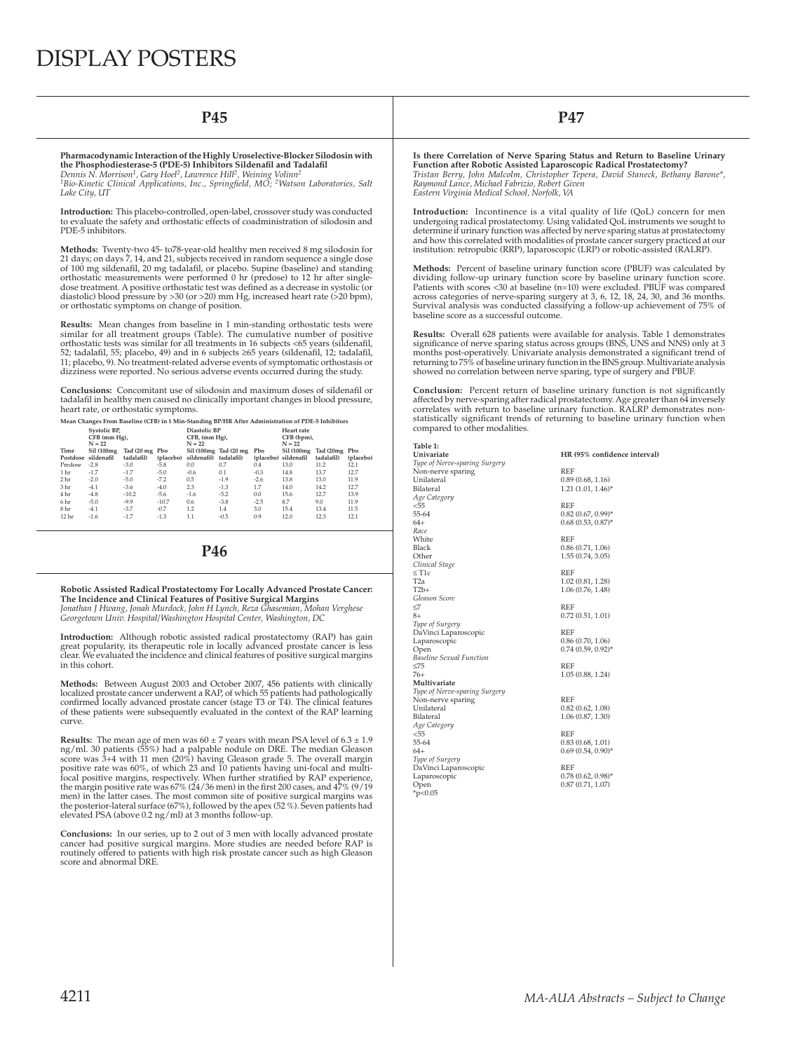# DISPLAY POSTERS

## P45

**Pharmacodynamic Interaction of the Highly Uroselective-Blocker Silodosin with the Phosphodiesterase-5 (PDE-5) Inhibitors Sildenafil and Tadalafil**
*Dennis N. Morrison[1], Gary Hoel[2], Lawrence Hill[2], Weining Volinn[2]*
*[1]Bio-Kinetic Clinical Applications, Inc., Springfield, MO; [2]Watson Laboratories, Salt Lake City, UT*

**Introduction:** This placebo-controlled, open-label, crossover study was conducted to evaluate the safety and orthostatic effects of coadministration of silodosin and PDE-5 inhibitors.

**Methods:** Twenty-two 45- to78-year-old healthy men received 8 mg silodosin for 21 days; on days 7, 14, and 21, subjects received in random sequence a single dose of 100 mg sildenafil, 20 mg tadalafil, or placebo. Supine (baseline) and standing orthostatic measurements were performed 0 hr (predose) to 12 hr after single-dose treatment. A positive orthostatic test was defined as a decrease in systolic (or diastolic) blood pressure by >30 (or >20) mm Hg, increased heart rate (>20 bpm), or orthostatic symptoms on change of position.

**Results:** Mean changes from baseline in 1 min-standing orthostatic tests were similar for all treatment groups (Table). The cumulative number of positive orthostatic tests was similar for all treatments in 16 subjects <65 years (sildenafil, 52; tadalafil, 55; placebo, 49) and in 6 subjects ≥65 years (sildenafil, 12; tadalafil, 11; placebo, 9). No treatment-related adverse events of symptomatic orthostasis or dizziness were reported. No serious adverse events occurred during the study.

**Conclusions:** Concomitant use of silodosin and maximum doses of sildenafil or tadalafil in healthy men caused no clinically important changes in blood pressure, heart rate, or orthostatic symptoms.

**Mean Changes From Baseline (CFB) in 1 Min-Standing BP/HR After Administration of PDE-5 Inhibitors**

| | Systolic BP, CFB (mm Hg), N = 22 | | | Diastolic BP CFB, (mm Hg), N = 22 | | | Heart rate CFB (bpm), N = 22 | | |
|---|---|---|---|---|---|---|---|---|---|
| Time Postdose | Sil (100mg sildenafil) | Tad (20 mg tadalafil) | Pbo (placebo) | Sil (100mg sildenafil) | Tad (20 mg tadalafil) | Pbo (placebo) | Sil (100mg sildenafil | Tad (20mg tadalafil) | Pbo (placebo) |
| Predose | -2.8 | -3.0 | -5.8 | 0.0 | 0.7 | 0.4 | 13.0 | 11.2 | 12.1 |
| 1 hr | -1.7 | -1.7 | -5.0 | -0.6 | 0.1 | -0.3 | 14.8 | 13.7 | 12.7 |
| 2 hr | -2.0 | -5.0 | -7.2 | 0.5 | -1.9 | -2.6 | 13.8 | 13.0 | 11.9 |
| 3 hr | -4.1 | -3.6 | -4.0 | 2.3 | -1.3 | 1.7 | 14.0 | 14.2 | 12.7 |
| 4 hr | -4.8 | -10.2 | -5.6 | -1.6 | -5.2 | 0.0 | 15.6 | 12.7 | 13.9 |
| 6 hr | -5.0 | -9.9 | -10.7 | 0.6 | -3.8 | -2.5 | 8.7 | 9.0 | 11.9 |
| 8 hr | -4.1 | -3.7 | -0.7 | 1.2 | 1.4 | 3.0 | 15.4 | 13.4 | 11.5 |
| 12 hr | -1.6 | -1.7 | -1.3 | 1.1 | -0.5 | 0.9 | 12.0 | 12.3 | 12.1 |

## P46

**Robotic Assisted Radical Prostatectomy For Locally Advanced Prostate Cancer: The Incidence and Clinical Features of Positive Surgical Margins**
*Jonathan J Hwang, Jonah Murdock, John H Lynch, Reza Ghasemian, Mohan Verghese*
*Georgetown Univ. Hospital/Washington Hospital Center, Washington, DC*

**Introduction:** Although robotic assisted radical prostatectomy (RAP) has gain great popularity, its therapeutic role in locally advanced prostate cancer is less clear. We evaluated the incidence and clinical features of positive surgical margins in this cohort.

**Methods:** Between August 2003 and October 2007, 456 patients with clinically localized prostate cancer underwent a RAP, of which 55 patients had pathologically confirmed locally advanced prostate cancer (stage T3 or T4). The clinical features of these patients were subsequently evaluated in the context of the RAP learning curve.

**Results:** The mean age of men was 60 ± 7 years with mean PSA level of 6.3 ± 1.9 ng/ml. 30 patients (55%) had a palpable nodule on DRE. The median Gleason score was 3+4 with 11 men (20%) having Gleason grade 5. The overall margin positive rate was 60%, of which 23 and 10 patients having uni-focal and multi-focal positive margins, respectively. When further stratified by RAP experience, the margin positive rate was 67% (24/36 men) in the first 200 cases, and 47% (9/19 men) in the latter cases. The most common site of positive surgical margins was the posterior-lateral surface (67%), followed by the apex (52 %). Seven patients had elevated PSA (above 0.2 ng/ml) at 3 months follow-up.

**Conclusions:** In our series, up to 2 out of 3 men with locally advanced prostate cancer had positive surgical margins. More studies are needed before RAP is routinely offered to patients with high risk prostate cancer such as high Gleason score and abnormal DRE.

## P47

**Is there Correlation of Nerve Sparing Status and Return to Baseline Urinary Function after Robotic Assisted Laparoscopic Radical Prostatectomy?**
*Tristan Berry, John Malcolm, Christopher Tepera, David Staneck, Bethany Barone\*, Raymond Lance, Michael Fabrizio, Robert Given*
*Eastern Virginia Medical School, Norfolk, VA*

**Introduction:** Incontinence is a vital quality of life (QoL) concern for men undergoing radical prostatectomy. Using validated QoL instruments we sought to determine if urinary function was affected by nerve sparing status at prostatectomy and how this correlated with modalities of prostate cancer surgery practiced at our institution: retropubic (RRP), laparoscopic (LRP) or robotic-assisted (RALRP).

**Methods:** Percent of baseline urinary function score (PBUF) was calculated by dividing follow-up urinary function score by baseline urinary function score. Patients with scores <30 at baseline (n=10) were excluded. PBUF was compared across categories of nerve-sparing surgery at 3, 6, 12, 18, 24, 30, and 36 months. Survival analysis was conducted classifying a follow-up achievement of 75% of baseline score as a successful outcome.

**Results:** Overall 628 patients were available for analysis. Table 1 demonstrates significance of nerve sparing status across groups (BNS, UNS and NNS) only at 3 months post-operatively. Univariate analysis demonstrated a significant trend of returning to 75% of baseline urinary function in the BNS group. Multivariate analysis showed no correlation between nerve sparing, type of surgery and PBUF.

**Conclusion:** Percent return of baseline urinary function is not significantly affected by nerve-sparing after radical prostatectomy. Age greater than 64 inversely correlates with return to baseline urinary function. RALRP demonstrates non-statistically significant trends of returning to baseline urinary function when compared to other modalities.

**Table 1:**

| **Univariate** | **HR (95% confidence interval)** |
|---|---|
| *Type of Nerve-sparing Surgery* | |
| Non-nerve sparing | REF |
| Unilateral | 0.89 (0.68, 1.16) |
| Bilateral | 1.21 (1.01, 1.46)* |
| *Age Category* | |
| <55 | REF |
| 55-64 | 0.82 (0.67, 0.99)* |
| 64+ | 0.68 (0.53, 0.87)* |
| *Race* | |
| White | REF |
| Black | 0.86 (0.71, 1.06) |
| Other | 1.55 (0.74, 3.05) |
| *Clinical Stage* | |
| ≤ T1c | REF |
| T2a | 1.02 (0.81, 1.28) |
| T2b+ | 1.06 (0.76, 1.48) |
| *Gleason Score* | |
| ≤7 | REF |
| 8+ | 0.72 (0.51, 1.01) |
| *Type of Surgery* | |
| DaVinci Laparoscopic | REF |
| Laparoscopic | 0.86 (0.70, 1.06) |
| Open | 0.74 (0.59, 0.92)* |
| *Baseline Sexual Function* | |
| ≤75 | REF |
| 76+ | 1.05 (0.88, 1.24) |
| **Multivariate** | |
| *Type of Nerve-sparing Surgery* | |
| Non-nerve sparing | REF |
| Unilateral | 0.82 (0.62, 1.08) |
| Bilateral | 1.06 (0.87, 1.30) |
| *Age Category* | |
| <55 | REF |
| 55-64 | 0.83 (0.68, 1.01) |
| 64+ | 0.69 (0.54, 0.90)* |
| *Type of Surgery* | |
| DaVinci Laparoscopic | REF |
| Laparoscopic | 0.78 (0.62, 0.98)* |
| Open | 0.87 (0.71, 1.07) |

*p<0.05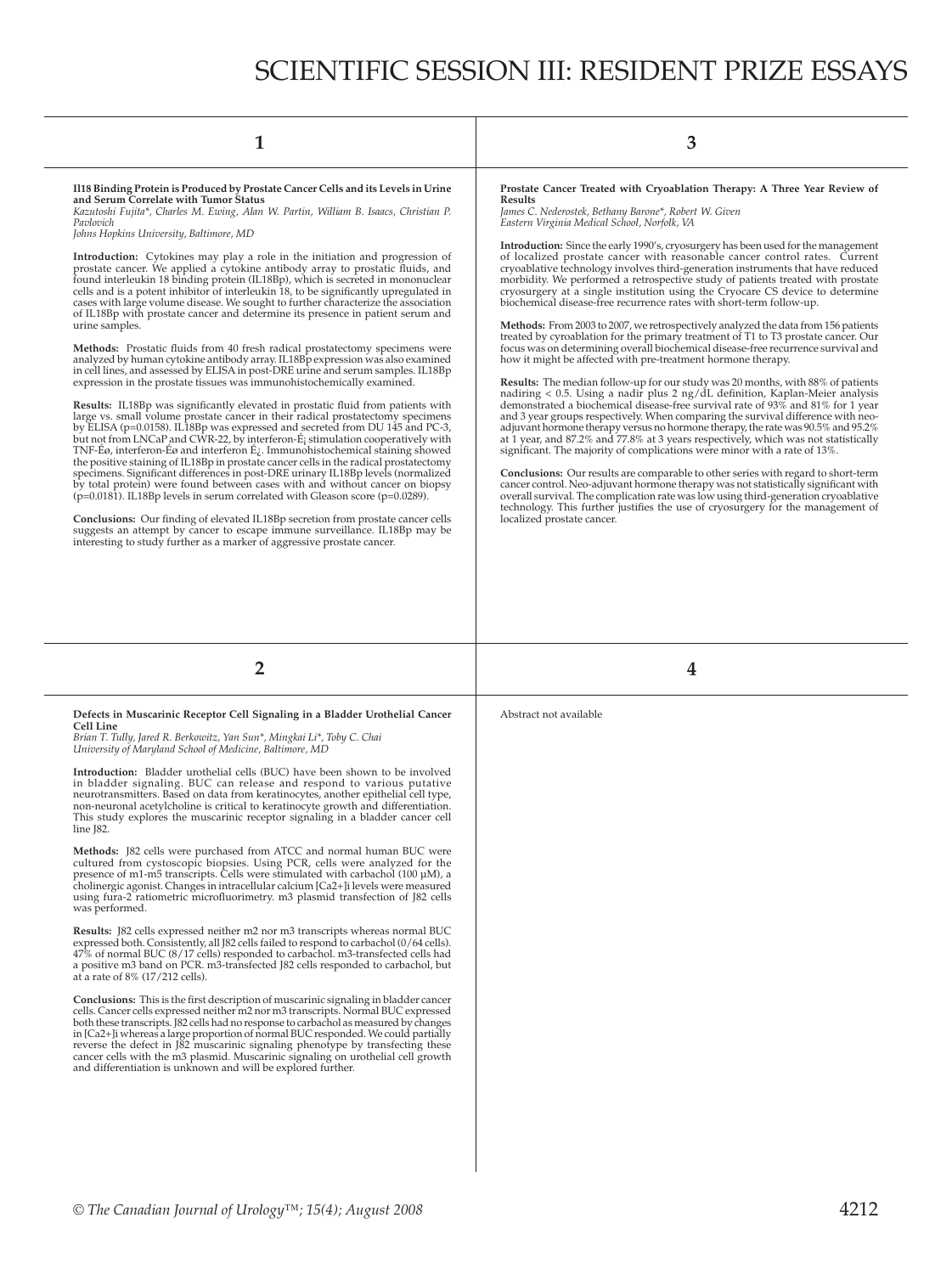# SCIENTIFIC SESSION III: RESIDENT PRIZE ESSAYS

## 1

**Il18 Binding Protein is Produced by Prostate Cancer Cells and its Levels in Urine and Serum Correlate with Tumor Status**

*Kazutoshi Fujita\*, Charles M. Ewing, Alan W. Partin, William B. Isaacs, Christian P. Pavlovich*
*Johns Hopkins University, Baltimore, MD*

**Introduction:** Cytokines may play a role in the initiation and progression of prostate cancer. We applied a cytokine antibody array to prostatic fluids, and found interleukin 18 binding protein (IL18Bp), which is secreted in mononuclear cells and is a potent inhibitor of interleukin 18, to be significantly upregulated in cases with large volume disease. We sought to further characterize the association of IL18Bp with prostate cancer and determine its presence in patient serum and urine samples.

**Methods:** Prostatic fluids from 40 fresh radical prostatectomy specimens were analyzed by human cytokine antibody array. IL18Bp expression was also examined in cell lines, and assessed by ELISA in post-DRE urine and serum samples. IL18Bp expression in the prostate tissues was immunohistochemically examined.

**Results:** IL18Bp was significantly elevated in prostatic fluid from patients with large vs. small volume prostate cancer in their radical prostatectomy specimens by ELISA (p=0.0158). IL18Bp was expressed and secreted from DU 145 and PC-3, but not from LNCaP and CWR-22, by interferon-É¡ stimulation cooperatively with TNF-Éø, interferon-Éø and interferon É¿. Immunohistochemical staining showed the positive staining of IL18Bp in prostate cancer cells in the radical prostatectomy specimens. Significant differences in post-DRE urinary IL18Bp levels (normalized by total protein) were found between cases with and without cancer on biopsy (p=0.0181). IL18Bp levels in serum correlated with Gleason score (p=0.0289).

**Conclusions:** Our finding of elevated IL18Bp secretion from prostate cancer cells suggests an attempt by cancer to escape immune surveillance. IL18Bp may be interesting to study further as a marker of aggressive prostate cancer.

## 2

**Defects in Muscarinic Receptor Cell Signaling in a Bladder Urothelial Cancer Cell Line**

*Brian T. Tully, Jared R. Berkowitz, Yan Sun\*, Mingkai Li\*, Toby C. Chai*
*University of Maryland School of Medicine, Baltimore, MD*

**Introduction:** Bladder urothelial cells (BUC) have been shown to be involved in bladder signaling. BUC can release and respond to various putative neurotransmitters. Based on data from keratinocytes, another epithelial cell type, non-neuronal acetylcholine is critical to keratinocyte growth and differentiation. This study explores the muscarinic receptor signaling in a bladder cancer cell line J82.

**Methods:** J82 cells were purchased from ATCC and normal human BUC were cultured from cystoscopic biopsies. Using PCR, cells were analyzed for the presence of m1-m5 transcripts. Cells were stimulated with carbachol (100 µM), a cholinergic agonist. Changes in intracellular calcium $[Ca^{2+}]_i$ levels were measured using fura-2 ratiometric microfluorimetry. m3 plasmid transfection of J82 cells was performed.

**Results:** J82 cells expressed neither m2 nor m3 transcripts whereas normal BUC expressed both. Consistently, all J82 cells failed to respond to carbachol (0/64 cells). 47% of normal BUC (8/17 cells) responded to carbachol. m3-transfected cells had a positive m3 band on PCR. m3-transfected J82 cells responded to carbachol, but at a rate of 8% (17/212 cells).

**Conclusions:** This is the first description of muscarinic signaling in bladder cancer cells. Cancer cells expressed neither m2 nor m3 transcripts. Normal BUC expressed both these transcripts. J82 cells had no response to carbachol as measured by changes in $[Ca^{2+}]_i$ whereas a large proportion of normal BUC responded. We could partially reverse the defect in J82 muscarinic signaling phenotype by transfecting these cancer cells with the m3 plasmid. Muscarinic signaling on urothelial cell growth and differentiation is unknown and will be explored further.

## 3

**Prostate Cancer Treated with Cryoablation Therapy: A Three Year Review of Results**

*James C. Nederostek, Bethany Barone\*, Robert W. Given*
*Eastern Virginia Medical School, Norfolk, VA*

**Introduction:** Since the early 1990's, cryosurgery has been used for the management of localized prostate cancer with reasonable cancer control rates. Current cryoablative technology involves third-generation instruments that have reduced morbidity. We performed a retrospective study of patients treated with prostate cryosurgery at a single institution using the Cryocare CS device to determine biochemical disease-free recurrence rates with short-term follow-up.

**Methods:** From 2003 to 2007, we retrospectively analyzed the data from 156 patients treated by cyroablation for the primary treatment of T1 to T3 prostate cancer. Our focus was on determining overall biochemical disease-free recurrence survival and how it might be affected with pre-treatment hormone therapy.

**Results:** The median follow-up for our study was 20 months, with 88% of patients nadiring < 0.5. Using a nadir plus 2 ng/dL definition, Kaplan-Meier analysis demonstrated a biochemical disease-free survival rate of 93% and 81% for 1 year and 3 year groups respectively. When comparing the survival difference with neo-adjuvant hormone therapy versus no hormone therapy, the rate was 90.5% and 95.2% at 1 year, and 87.2% and 77.8% at 3 years respectively, which was not statistically significant. The majority of complications were minor with a rate of 13%.

**Conclusions:** Our results are comparable to other series with regard to short-term cancer control. Neo-adjuvant hormone therapy was not statistically significant with overall survival. The complication rate was low using third-generation cryoablative technology. This further justifies the use of cryosurgery for the management of localized prostate cancer.

## 4

Abstract not available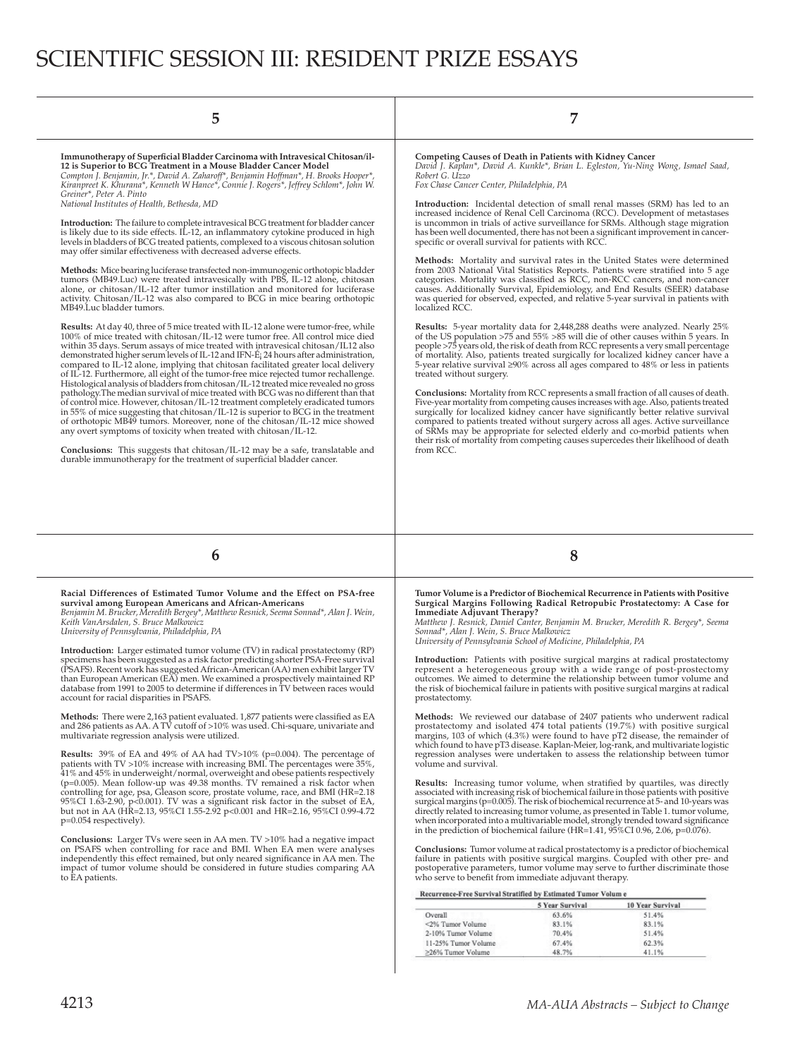# SCIENTIFIC SESSION III: RESIDENT PRIZE ESSAYS

## 5

**Immunotherapy of Superficial Bladder Carcinoma with Intravesical Chitosan/il-12 is Superior to BCG Treatment in a Mouse Bladder Cancer Model**

*Compton J. Benjamin, Jr.\*, David A. Zaharoff\*, Benjamin Hoffman\*, H. Brooks Hooper\*, Kiranpreet K. Khurana\*, Kenneth W Hance\*, Connie J. Rogers\*, Jeffrey Schlom\*, John W. Greiner\*, Peter A. Pinto*

*National Institutes of Health, Bethesda, MD*

**Introduction:** The failure to complete intravesical BCG treatment for bladder cancer is likely due to its side effects. IL-12, an inflammatory cytokine produced in high levels in bladders of BCG treated patients, complexed to a viscous chitosan solution may offer similar effectiveness with decreased adverse effects.

**Methods:** Mice bearing luciferase transfected non-immunogenic orthotopic bladder tumors (MB49.Luc) were treated intravesically with PBS, IL-12 alone, chitosan alone, or chitosan/IL-12 after tumor instillation and monitored for luciferase activity. Chitosan/IL-12 was also compared to BCG in mice bearing orthotopic MB49.Luc bladder tumors.

**Results:** At day 40, three of 5 mice treated with IL-12 alone were tumor-free, while 100% of mice treated with chitosan/IL-12 were tumor free. All control mice died within 35 days. Serum assays of mice treated with intravesical chitosan/IL12 also demonstrated higher serum levels of IL-12 and IFN-Ê¡ 24 hours after administration, compared to IL-12 alone, implying that chitosan facilitated greater local delivery of IL-12. Furthermore, all eight of the tumor-free mice rejected tumor rechallenge. Histological analysis of bladders from chitosan/IL-12 treated mice revealed no gross pathology.The median survival of mice treated with BCG was no different than that of control mice. However, chitosan/IL-12 treatment completely eradicated tumors in 55% of mice suggesting that chitosan/IL-12 is superior to BCG in the treatment of orthotopic MB49 tumors. Moreover, none of the chitosan/IL-12 mice showed any overt symptoms of toxicity when treated with chitosan/IL-12.

**Conclusions:** This suggests that chitosan/IL-12 may be a safe, translatable and durable immunotherapy for the treatment of superficial bladder cancer.

## 6

**Racial Differences of Estimated Tumor Volume and the Effect on PSA-free survival among European Americans and African-Americans**

*Benjamin M. Brucker, Meredith Bergey\*, Matthew Resnick, Seema Sonnad\*, Alan J. Wein, Keith VanArsdalen, S. Bruce Malkowicz*

*University of Pennsylvania, Philadelphia, PA*

**Introduction:** Larger estimated tumor volume (TV) in radical prostatectomy (RP) specimens has been suggested as a risk factor predicting shorter PSA-Free survival (PSAFS). Recent work has suggested African-American (AA) men exhibit larger TV than European American (EA) men. We examined a prospectively maintained RP database from 1991 to 2005 to determine if differences in TV between races would account for racial disparities in PSAFS.

**Methods:** There were 2,163 patient evaluated. 1,877 patients were classified as EA and 286 patients as AA. A TV cutoff of >10% was used. Chi-square, univariate and multivariate regression analysis were utilized.

**Results:** 39% of EA and 49% of AA had TV>10% (p=0.004). The percentage of patients with TV >10% increase with increasing BMI. The percentages were 35%, 41% and 45% in underweight/normal, overweight and obese patients respectively (p=0.005). Mean follow-up was 49.38 months. TV remained a risk factor when controlling for age, psa, Gleason score, prostate volume, race, and BMI (HR=2.18 95%CI 1.63-2.90, p<0.001). TV was a significant risk factor in the subset of EA, but not in AA (HR=2.13, 95%CI 1.55-2.92 p<0.001 and HR=2.16, 95%CI 0.99-4.72 p=0.054 respectively).

**Conclusions:** Larger TVs were seen in AA men. TV >10% had a negative impact on PSAFS when controlling for race and BMI. When EA men were analyses independently this effect remained, but only neared significance in AA men. The impact of tumor volume should be considered in future studies comparing AA to EA patients.

## 7

**Competing Causes of Death in Patients with Kidney Cancer**

*David J. Kaplan\*, David A. Kunkle\*, Brian L. Egleston, Yu-Ning Wong, Ismael Saad, Robert G. Uzzo*

*Fox Chase Cancer Center, Philadelphia, PA*

**Introduction:** Incidental detection of small renal masses (SRM) has led to an increased incidence of Renal Cell Carcinoma (RCC). Development of metastases is uncommon in trials of active surveillance for SRMs. Although stage migration has been well documented, there has not been a significant improvement in cancer-specific or overall survival for patients with RCC.

**Methods:** Mortality and survival rates in the United States were determined from 2003 National Vital Statistics Reports. Patients were stratified into 5 age categories. Mortality was classified as RCC, non-RCC cancers, and non-cancer causes. Additionally Survival, Epidemiology, and End Results (SEER) database was queried for observed, expected, and relative 5-year survival in patients with localized RCC.

**Results:** 5-year mortality data for 2,448,288 deaths were analyzed. Nearly 25% of the US population >75 and 55% >85 will die of other causes within 5 years. In people >75 years old, the risk of death from RCC represents a very small percentage of mortality. Also, patients treated surgically for localized kidney cancer have a 5-year relative survival ≥90% across all ages compared to 48% or less in patients treated without surgery.

**Conclusions:** Mortality from RCC represents a small fraction of all causes of death. Five-year mortality from competing causes increases with age. Also, patients treated surgically for localized kidney cancer have significantly better relative survival compared to patients treated without surgery across all ages. Active surveillance of SRMs may be appropriate for selected elderly and co-morbid patients when their risk of mortality from competing causes supercedes their likelihood of death from RCC.

## 8

**Tumor Volume is a Predictor of Biochemical Recurrence in Patients with Positive Surgical Margins Following Radical Retropubic Prostatectomy: A Case for Immediate Adjuvant Therapy?**

*Matthew J. Resnick, Daniel Canter, Benjamin M. Brucker, Meredith R. Bergey\*, Seema Sonnad\*, Alan J. Wein, S. Bruce Malkowicz*

*University of Pennsylvania School of Medicine, Philadelphia, PA*

**Introduction:** Patients with positive surgical margins at radical prostatectomy represent a heterogeneous group with a wide range of post-prostectomy outcomes. We aimed to determine the relationship between tumor volume and the risk of biochemical failure in patients with positive surgical margins at radical prostatectomy.

**Methods:** We reviewed our database of 2407 patients who underwent radical prostatectomy and isolated 474 total patients (19.7%) with positive surgical margins, 103 of which (4.3%) were found to have pT2 disease, the remainder of which found to have pT3 disease. Kaplan-Meier, log-rank, and multivariate logistic regression analyses were undertaken to assess the relationship between tumor volume and survival.

**Results:** Increasing tumor volume, when stratified by quartiles, was directly associated with increasing risk of biochemical failure in those patients with positive surgical margins (p=0.005). The risk of biochemical recurrence at 5- and 10-years was directly related to increasing tumor volume, as presented in Table 1. tumor volume, when incorporated into a multivariable model, strongly trended toward significance in the prediction of biochemical failure (HR=1.41, 95%CI 0.96, 2.06, p=0.076).

**Conclusions:** Tumor volume at radical prostatectomy is a predictor of biochemical failure in patients with positive surgical margins. Coupled with other pre- and postoperative parameters, tumor volume may serve to further discriminate those who serve to benefit from immediate adjuvant therapy.

**Recurrence-Free Survival Stratified by Estimated Tumor Volum e**

| | 5 Year Survival | 10 Year Survival |
|---|---|---|
| Overall | 63.6% | 51.4% |
| <2% Tumor Volume | 83.1% | 83.1% |
| 2-10% Tumor Volume | 70.4% | 51.4% |
| 11-25% Tumor Volume | 67.4% | 62.3% |
| ≥26% Tumor Volume | 48.7% | 41.1% |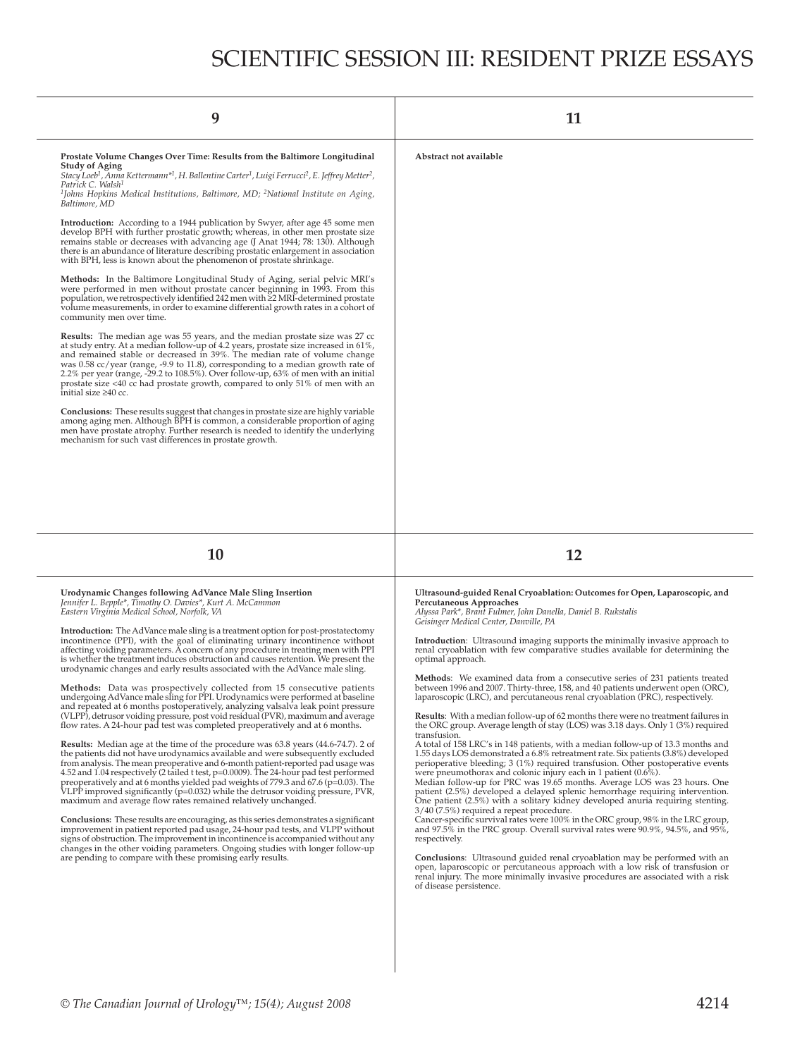# SCIENTIFIC SESSION III: RESIDENT PRIZE ESSAYS

## 9

**Prostate Volume Changes Over Time: Results from the Baltimore Longitudinal Study of Aging**

*Stacy Loeb[1], Anna Kettermann*[1], H. Ballentine Carter[1], Luigi Ferrucci[2], E. Jeffrey Metter[2], Patrick C. Walsh[1]*

*[1]Johns Hopkins Medical Institutions, Baltimore, MD; [2]National Institute on Aging, Baltimore, MD*

**Introduction:** According to a 1944 publication by Swyer, after age 45 some men develop BPH with further prostatic growth; whereas, in other men prostate size remains stable or decreases with advancing age (J Anat 1944; 78: 130). Although there is an abundance of literature describing prostatic enlargement in association with BPH, less is known about the phenomenon of prostate shrinkage.

**Methods:** In the Baltimore Longitudinal Study of Aging, serial pelvic MRI's were performed in men without prostate cancer beginning in 1993. From this population, we retrospectively identified 242 men with ≥2 MRI-determined prostate volume measurements, in order to examine differential growth rates in a cohort of community men over time.

**Results:** The median age was 55 years, and the median prostate size was 27 cc at study entry. At a median follow-up of 4.2 years, prostate size increased in 61%, and remained stable or decreased in 39%. The median rate of volume change was 0.58 cc/year (range, -9.9 to 11.8), corresponding to a median growth rate of 2.2% per year (range, -29.2 to 108.5%). Over follow-up, 63% of men with an initial prostate size <40 cc had prostate growth, compared to only 51% of men with an initial size ≥40 cc.

**Conclusions:** These results suggest that changes in prostate size are highly variable among aging men. Although BPH is common, a considerable proportion of aging men have prostate atrophy. Further research is needed to identify the underlying mechanism for such vast differences in prostate growth.

## 10

**Urodynamic Changes following AdVance Male Sling Insertion**

*Jennifer L. Bepple*, Timothy O. Davies*, Kurt A. McCammon*

*Eastern Virginia Medical School, Norfolk, VA*

**Introduction:** The AdVance male sling is a treatment option for post-prostatectomy incontinence (PPI), with the goal of eliminating urinary incontinence without affecting voiding parameters. A concern of any procedure in treating men with PPI is whether the treatment induces obstruction and causes retention. We present the urodynamic changes and early results associated with the AdVance male sling.

**Methods:** Data was prospectively collected from 15 consecutive patients undergoing AdVance male sling for PPI. Urodynamics were performed at baseline and repeated at 6 months postoperatively, analyzing valsalva leak point pressure (VLPP), detrusor voiding pressure, post void residual (PVR), maximum and average flow rates. A 24-hour pad test was completed preoperatively and at 6 months.

**Results:** Median age at the time of the procedure was 63.8 years (44.6-74.7). 2 of the patients did not have urodynamics available and were subsequently excluded from analysis. The mean preoperative and 6-month patient-reported pad usage was 4.52 and 1.04 respectively (2 tailed t test, p=0.0009). The 24-hour pad test performed preoperatively and at 6 months yielded pad weights of 779.3 and 67.6 (p=0.03). The VLPP improved significantly (p=0.032) while the detrusor voiding pressure, PVR, maximum and average flow rates remained relatively unchanged.

**Conclusions:** These results are encouraging, as this series demonstrates a significant improvement in patient reported pad usage, 24-hour pad tests, and VLPP without signs of obstruction. The improvement in incontinence is accompanied without any changes in the other voiding parameters. Ongoing studies with longer follow-up are pending to compare with these promising early results.

## 11

**Abstract not available**

## 12

**Ultrasound-guided Renal Cryoablation: Outcomes for Open, Laparoscopic, and Percutaneous Approaches**

*Alyssa Park*, Brant Fulmer, John Danella, Daniel B. Rukstalis*

*Geisinger Medical Center, Danville, PA*

**Introduction**: Ultrasound imaging supports the minimally invasive approach to renal cryoablation with few comparative studies available for determining the optimal approach.

**Methods**: We examined data from a consecutive series of 231 patients treated between 1996 and 2007. Thirty-three, 158, and 40 patients underwent open (ORC), laparoscopic (LRC), and percutaneous renal cryoablation (PRC), respectively.

**Results**: With a median follow-up of 62 months there were no treatment failures in the ORC group. Average length of stay (LOS) was 3.18 days. Only 1 (3%) required transfusion.

A total of 158 LRC's in 148 patients, with a median follow-up of 13.3 months and 1.55 days LOS demonstrated a 6.8% retreatment rate. Six patients (3.8%) developed perioperative bleeding; 3 (1%) required transfusion. Other postoperative events were pneumothorax and colonic injury each in 1 patient (0.6%).

Median follow-up for PRC was 19.65 months. Average LOS was 23 hours. One patient (2.5%) developed a delayed splenic hemorrhage requiring intervention. One patient (2.5%) with a solitary kidney developed anuria requiring stenting. 3/40 (7.5%) required a repeat procedure.

Cancer-specific survival rates were 100% in the ORC group, 98% in the LRC group, and 97.5% in the PRC group. Overall survival rates were 90.9%, 94.5%, and 95%, respectively.

**Conclusions**: Ultrasound guided renal cryoablation may be performed with an open, laparoscopic or percutaneous approach with a low risk of transfusion or renal injury. The more minimally invasive procedures are associated with a risk of disease persistence.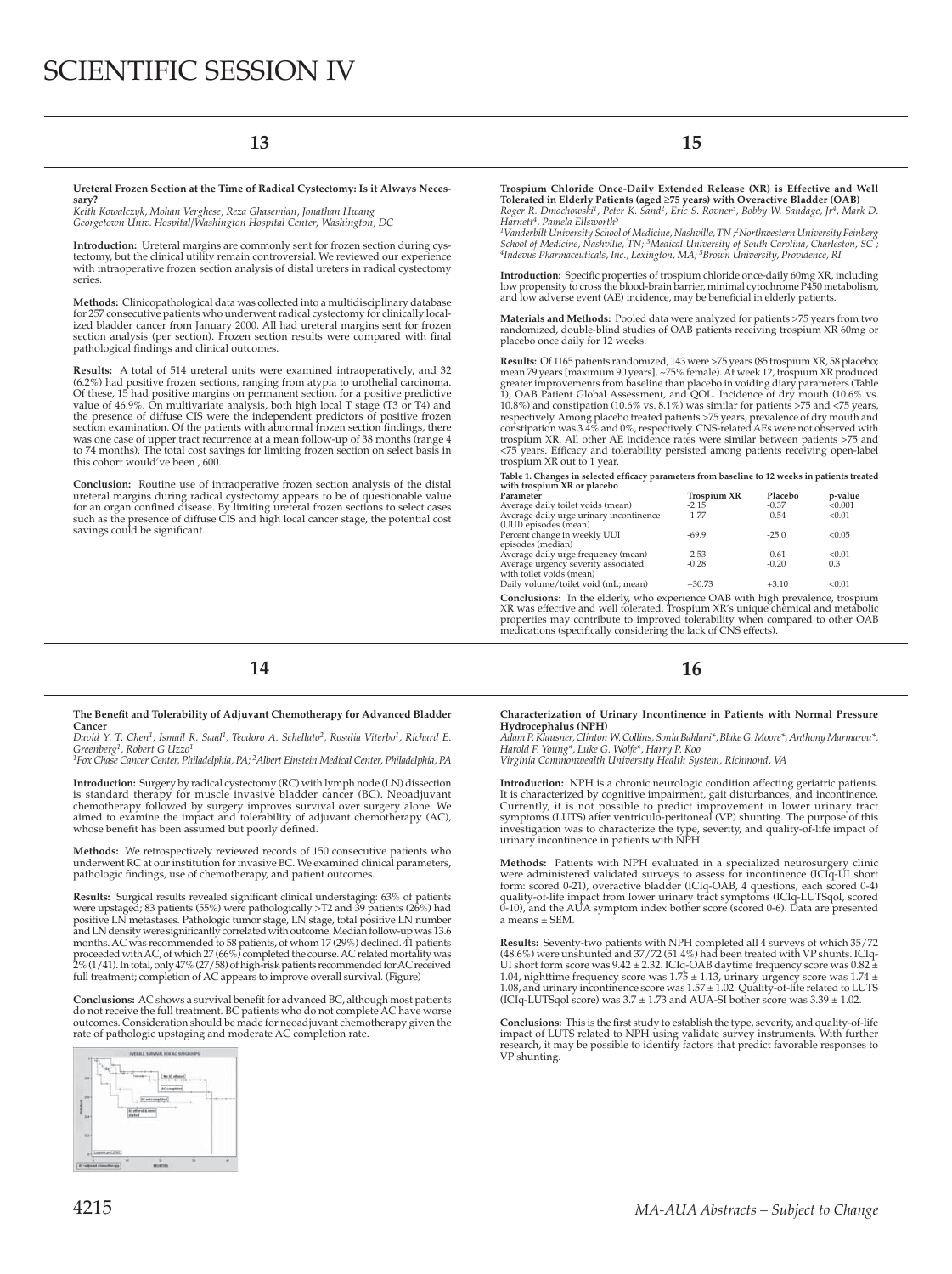# SCIENTIFIC SESSION IV

## 13

**Ureteral Frozen Section at the Time of Radical Cystectomy: Is it Always Necessary?**

*Keith Kowalczyk, Mohan Verghese, Reza Ghasemian, Jonathan Hwang*
*Georgetown Univ. Hospital/Washington Hospital Center, Washington, DC*

**Introduction:** Ureteral margins are commonly sent for frozen section during cystectomy, but the clinical utility remain controversial. We reviewed our experience with intraoperative frozen section analysis of distal ureters in radical cystectomy series.

**Methods:** Clinicopathological data was collected into a multidisciplinary database for 257 consecutive patients who underwent radical cystectomy for clinically localized bladder cancer from January 2000. All had ureteral margins sent for frozen section analysis (per section). Frozen section results were compared with final pathological findings and clinical outcomes.

**Results:** A total of 514 ureteral units were examined intraoperatively, and 32 (6.2%) had positive frozen sections, ranging from atypia to urothelial carcinoma. Of these, 15 had positive margins on permanent section, for a positive predictive value of 46.9%. On multivariate analysis, both high local T stage (T3 or T4) and the presence of diffuse CIS were the independent predictors of positive frozen section examination. Of the patients with abnormal frozen section findings, there was one case of upper tract recurrence at a mean follow-up of 38 months (range 4 to 74 months). The total cost savings for limiting frozen section on select basis in this cohort would've been , 600.

**Conclusion:** Routine use of intraoperative frozen section analysis of the distal ureteral margins during radical cystectomy appears to be of questionable value for an organ confined disease. By limiting ureteral frozen sections to select cases such as the presence of diffuse CIS and high local cancer stage, the potential cost savings could be significant.

## 14

**The Benefit and Tolerability of Adjuvant Chemotherapy for Advanced Bladder Cancer**

*David Y. T. Chen[1], Ismail R. Saad[1], Teodoro A. Schellato[2], Rosalia Viterbo[1], Richard E. Greenberg[1], Robert G Uzzo[1]*
*[1]Fox Chase Cancer Center, Philadelphia, PA; [2]Albert Einstein Medical Center, Philadelphia, PA*

**Introduction:** Surgery by radical cystectomy (RC) with lymph node (LN) dissection is standard therapy for muscle invasive bladder cancer (BC). Neoadjuvant chemotherapy followed by surgery improves survival over surgery alone. We aimed to examine the impact and tolerability of adjuvant chemotherapy (AC), whose benefit has been assumed but poorly defined.

**Methods:** We retrospectively reviewed records of 150 consecutive patients who underwent RC at our institution for invasive BC. We examined clinical parameters, pathologic findings, use of chemotherapy, and patient outcomes.

**Results:** Surgical results revealed significant clinical understaging: 63% of patients were upstaged; 83 patients (55%) were pathologically >T2 and 39 patients (26%) had positive LN metastases. Pathologic tumor stage, LN stage, total positive LN number and LN density were significantly correlated with outcome. Median follow-up was 13.6 months. AC was recommended to 58 patients, of whom 17 (29%) declined. 41 patients proceeded with AC, of which 27 (66%) completed the course. AC related mortality was 2% (1/41). In total, only 47% (27/58) of high-risk patients recommended for AC received full treatment; completion of AC appears to improve overall survival. (Figure)

**Conclusions:** AC shows a survival benefit for advanced BC, although most patients do not receive the full treatment. BC patients who do not complete AC have worse outcomes. Consideration should be made for neoadjuvant chemotherapy given the rate of pathologic upstaging and moderate AC completion rate.

## 15

**Trospium Chloride Once-Daily Extended Release (XR) is Effective and Well Tolerated in Elderly Patients (aged ≥75 years) with Overactive Bladder (OAB)**

*Roger R. Dmochowski[1], Peter K. Sand[2], Eric S. Rovner[3], Bobby W. Sandage, Jr[4], Mark D. Harnett[4], Pamela Ellsworth[5]*
*[1]Vanderbilt University School of Medicine, Nashville, TN ;[2]Northwestern University Feinberg School of Medicine, Nashville, TN; [3]Medical University of South Carolina, Charleston, SC ; [4]Indevus Pharmaceuticals, Inc., Lexington, MA; [5]Brown University, Providence, RI*

**Introduction:** Specific properties of trospium chloride once-daily 60mg XR, including low propensity to cross the blood-brain barrier, minimal cytochrome P450 metabolism, and low adverse event (AE) incidence, may be beneficial in elderly patients.

**Materials and Methods:** Pooled data were analyzed for patients >75 years from two randomized, double-blind studies of OAB patients receiving trospium XR 60mg or placebo once daily for 12 weeks.

**Results:** Of 1165 patients randomized, 143 were >75 years (85 trospium XR, 58 placebo; mean 79 years [maximum 90 years], ~75% female). At week 12, trospium XR produced greater improvements from baseline than placebo in voiding diary parameters (Table 1), OAB Patient Global Assessment, and QOL. Incidence of dry mouth (10.6% vs. 10.8%) and constipation (10.6% vs. 8.1%) was similar for patients >75 and <75 years, respectively. Among placebo treated patients >75 years, prevalence of dry mouth and constipation was 3.4% and 0%, respectively. CNS-related AEs were not observed with trospium XR. All other AE incidence rates were similar between patients >75 and <75 years. Efficacy and tolerability persisted among patients receiving open-label trospium XR out to 1 year.

**Table 1. Changes in selected efficacy parameters from baseline to 12 weeks in patients treated with trospium XR or placebo**

| Parameter | Trospium XR | Placebo | p-value |
|---|---|---|---|
| Average daily toilet voids (mean) | -2.15 | -0.37 | <0.001 |
| Average daily urge urinary incontinence (UUI) episodes (mean) | -1.77 | -0.54 | <0.01 |
| Percent change in weekly UUI episodes (median) | -69.9 | -25.0 | <0.05 |
| Average daily urge frequency (mean) | -2.53 | -0.61 | <0.01 |
| Average urgency severity associated with toilet voids (mean) | -0.28 | -0.20 | 0.3 |
| Daily volume/toilet void (mL; mean) | +30.73 | +3.10 | <0.01 |

**Conclusions:** In the elderly, who experience OAB with high prevalence, trospium XR was effective and well tolerated. Trospium XR's unique chemical and metabolic properties may contribute to improved tolerability when compared to other OAB medications (specifically considering the lack of CNS effects).

## 16

**Characterization of Urinary Incontinence in Patients with Normal Pressure Hydrocephalus (NPH)**

*Adam P. Klausner, Clinton W. Collins, Sonia Bahlani\*, Blake G. Moore\*, Anthony Marmarou\*, Harold F. Young\*, Luke G. Wolfe\*, Harry P. Koo*
*Virginia Commonwealth University Health System, Richmond, VA*

**Introduction:** NPH is a chronic neurologic condition affecting geriatric patients. It is characterized by cognitive impairment, gait disturbances, and incontinence. Currently, it is not possible to predict improvement in lower urinary tract symptoms (LUTS) after ventriculo-peritoneal (VP) shunting. The purpose of this investigation was to characterize the type, severity, and quality-of-life impact of urinary incontinence in patients with NPH.

**Methods:** Patients with NPH evaluated in a specialized neurosurgery clinic were administered validated surveys to assess for incontinence (ICIq-UI short form: scored 0-21), overactive bladder (ICIq-OAB, 4 questions, each scored 0-4) quality-of-life impact from lower urinary tract symptoms (ICIq-LUTSqol, scored 0-10), and the AUA symptom index bother score (scored 0-6). Data are presented a means ± SEM.

**Results:** Seventy-two patients with NPH completed all 4 surveys of which 35/72 (48.6%) were unshunted and 37/72 (51.4%) had been treated with VP shunts. ICIq-UI short form score was 9.42 ± 2.32. ICIq-OAB daytime frequency score was 0.82 ± 1.04, nighttime frequency score was 1.75 ± 1.13, urinary urgency score was 1.74 ± 1.08, and urinary incontinence score was 1.57 ± 1.02. Quality-of-life related to LUTS (ICIq-LUTSqol score) was 3.7 ± 1.73 and AUA-SI bother score was 3.39 ± 1.02.

**Conclusions:** This is the first study to establish the type, severity, and quality-of-life impact of LUTS related to NPH using validate survey instruments. With further research, it may be possible to identify factors that predict favorable responses to VP shunting.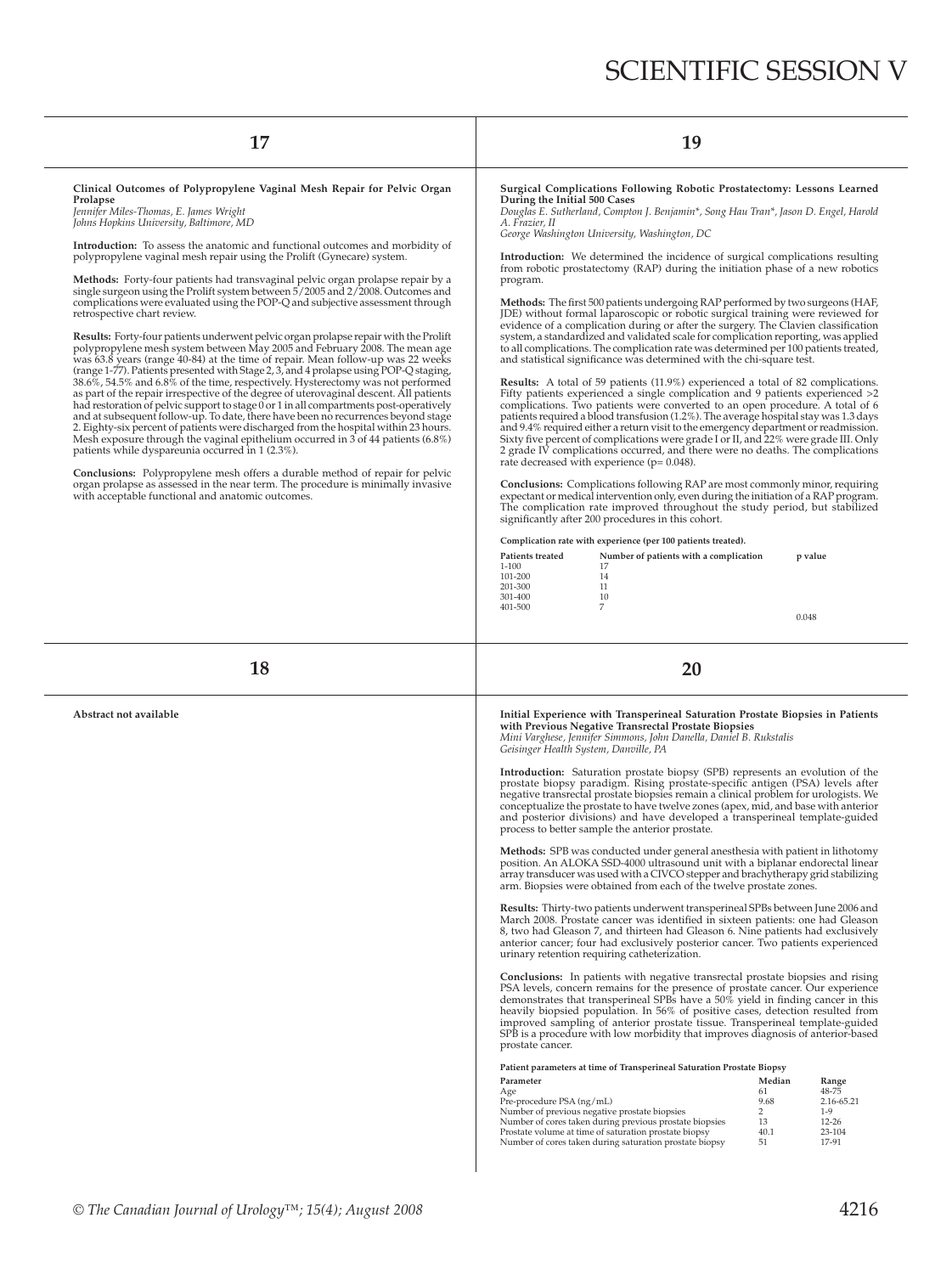# SCIENTIFIC SESSION V

## 17

**Clinical Outcomes of Polypropylene Vaginal Mesh Repair for Pelvic Organ Prolapse**
*Jennifer Miles-Thomas, E. James Wright*
*Johns Hopkins University, Baltimore, MD*

**Introduction:** To assess the anatomic and functional outcomes and morbidity of polypropylene vaginal mesh repair using the Prolift (Gynecare) system.

**Methods:** Forty-four patients had transvaginal pelvic organ prolapse repair by a single surgeon using the Prolift system between 5/2005 and 2/2008. Outcomes and complications were evaluated using the POP-Q and subjective assessment through retrospective chart review.

**Results:** Forty-four patients underwent pelvic organ prolapse repair with the Prolift polypropylene mesh system between May 2005 and February 2008. The mean age was 63.8 years (range 40-84) at the time of repair. Mean follow-up was 22 weeks (range 1-77). Patients presented with Stage 2, 3, and 4 prolapse using POP-Q staging, 38.6%, 54.5% and 6.8% of the time, respectively. Hysterectomy was not performed as part of the repair irrespective of the degree of uterovaginal descent. All patients had restoration of pelvic support to stage 0 or 1 in all compartments post-operatively and at subsequent follow-up. To date, there have been no recurrences beyond stage 2. Eighty-six percent of patients were discharged from the hospital within 23 hours. Mesh exposure through the vaginal epithelium occurred in 3 of 44 patients (6.8%) patients while dyspareunia occurred in 1 (2.3%).

**Conclusions:** Polypropylene mesh offers a durable method of repair for pelvic organ prolapse as assessed in the near term. The procedure is minimally invasive with acceptable functional and anatomic outcomes.

## 18

Abstract not available

## 19

**Surgical Complications Following Robotic Prostatectomy: Lessons Learned During the Initial 500 Cases**
*Douglas E. Sutherland, Compton J. Benjamin\*, Song Hau Tran\*, Jason D. Engel, Harold A. Frazier, II*
*George Washington University, Washington, DC*

**Introduction:** We determined the incidence of surgical complications resulting from robotic prostatectomy (RAP) during the initiation phase of a new robotics program.

**Methods:** The first 500 patients undergoing RAP performed by two surgeons (HAF, JDE) without formal laparoscopic or robotic surgical training were reviewed for evidence of a complication during or after the surgery. The Clavien classification system, a standardized and validated scale for complication reporting, was applied to all complications. The complication rate was determined per 100 patients treated, and statistical significance was determined with the chi-square test.

**Results:** A total of 59 patients (11.9%) experienced a total of 82 complications. Fifty patients experienced a single complication and 9 patients experienced >2 complications. Two patients were converted to an open procedure. A total of 6 patients required a blood transfusion (1.2%). The average hospital stay was 1.3 days and 9.4% required either a return visit to the emergency department or readmission. Sixty five percent of complications were grade I or II, and 22% were grade III. Only 2 grade IV complications occurred, and there were no deaths. The complications rate decreased with experience ($p = 0.048$).

**Conclusions:** Complications following RAP are most commonly minor, requiring expectant or medical intervention only, even during the initiation of a RAP program. The complication rate improved throughout the study period, but stabilized significantly after 200 procedures in this cohort.

**Complication rate with experience (per 100 patients treated).**

| Patients treated | Number of patients with a complication | p value |
|---|---|---|
| 1-100 | 17 | |
| 101-200 | 14 | |
| 201-300 | 11 | |
| 301-400 | 10 | |
| 401-500 | 7 | |
| | | 0.048 |

## 20

**Initial Experience with Transperineal Saturation Prostate Biopsies in Patients with Previous Negative Transrectal Prostate Biopsies**
*Mini Varghese, Jennifer Simmons, John Danella, Daniel B. Rukstalis*
*Geisinger Health System, Danville, PA*

**Introduction:** Saturation prostate biopsy (SPB) represents an evolution of the prostate biopsy paradigm. Rising prostate-specific antigen (PSA) levels after negative transrectal prostate biopsies remain a clinical problem for urologists. We conceptualize the prostate to have twelve zones (apex, mid, and base with anterior and posterior divisions) and have developed a transperineal template-guided process to better sample the anterior prostate.

**Methods:** SPB was conducted under general anesthesia with patient in lithotomy position. An ALOKA SSD-4000 ultrasound unit with a biplanar endorectal linear array transducer was used with a CIVCO stepper and brachytherapy grid stabilizing arm. Biopsies were obtained from each of the twelve prostate zones.

**Results:** Thirty-two patients underwent transperineal SPBs between June 2006 and March 2008. Prostate cancer was identified in sixteen patients: one had Gleason 8, two had Gleason 7, and thirteen had Gleason 6. Nine patients had exclusively anterior cancer; four had exclusively posterior cancer. Two patients experienced urinary retention requiring catheterization.

**Conclusions:** In patients with negative transrectal prostate biopsies and rising PSA levels, concern remains for the presence of prostate cancer. Our experience demonstrates that transperineal SPBs have a 50% yield in finding cancer in this heavily biopsied population. In 56% of positive cases, detection resulted from improved sampling of anterior prostate tissue. Transperineal template-guided SPB is a procedure with low morbidity that improves diagnosis of anterior-based prostate cancer.

**Patient parameters at time of Transperineal Saturation Prostate Biopsy**

| Parameter | Median | Range |
|---|---|---|
| Age | 61 | 48-75 |
| Pre-procedure PSA (ng/mL) | 9.68 | 2.16-65.21 |
| Number of previous negative prostate biopsies | 2 | 1-9 |
| Number of cores taken during previous prostate biopsies | 13 | 12-26 |
| Prostate volume at time of saturation prostate biopsy | 40.1 | 23-104 |
| Number of cores taken during saturation prostate biopsy | 51 | 17-91 |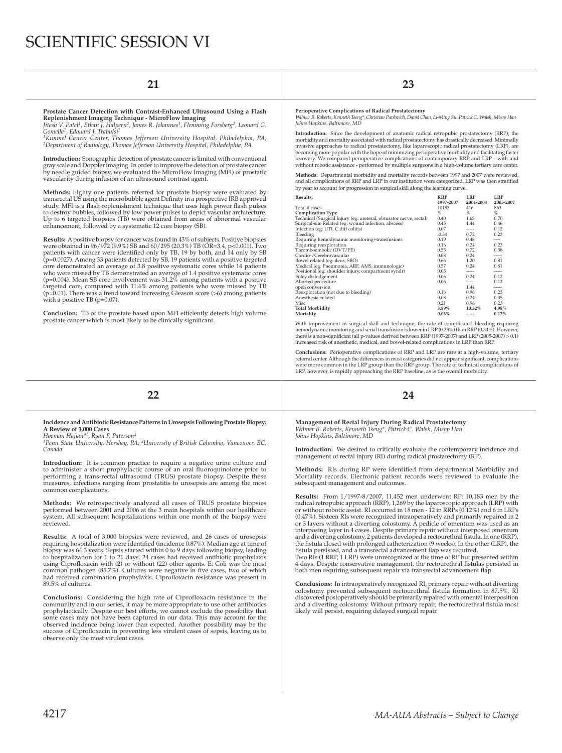# SCIENTIFIC SESSION VI

## 21

**Prostate Cancer Detection with Contrast-Enhanced Ultrasound Using a Flash Replenishment Imaging Technique - MicroFlow Imaging**

*Jitesh V. Patel[1], Ethan J. Halpern[2], James R. Johannes[1], Flemming Forsberg[2], Leonard G. Gomella[1], Edouard J. Trabulsi[1]*

*[1]Kimmel Cancer Center, Thomas Jefferson University Hospital, Philadelphia, PA; [2]Department of Radiology, Thomas Jefferson University Hospital, Philadelphia, PA*

**Introduction:** Sonographic detection of prostate cancer is limited with conventional gray scale and Doppler imaging. In order to improve the detection of prostate cancer by needle guided biopsy, we evaluated the MicroFlow Imaging (MFI) of prostatic vascularity during infusion of an ultrasound contrast agent.

**Methods:** Eighty one patients referred for prostate biopsy were evaluated by transrectal US using the microbubble agent Definity in a prospective IRB approved study. MFI is a flash-replenishment technique that uses high power flash pulses to destroy bubbles, followed by low power pulses to depict vascular architecture. Up to 6 targeted biopsies (TB) were obtained from areas of abnormal vascular enhancement, followed by a systematic 12 core biopsy (SB).

**Results:** A positive biopsy for cancer was found in 43% of subjects. Positive biopsies were obtained in 96/972 (9.9%) SB and 60/295 (20.3%) TB (OR=3.4, p<0.001). Two patients with cancer were identified only by TB, 19 by both, and 14 only by SB (p=0.0027). Among 33 patients detected by SB, 19 patients with a positive targeted core demonstrated an average of 3.8 positive systematic cores while 14 patients who were missed by TB demonstrated an average of 1.4 positive systematic cores (p=0.004). Mean SB core involvement was 31.2% among patients with a positive targeted core, compared with 11.6% among patients who were missed by TB (p=0.01). There was a trend toward increasing Gleason score (>6) among patients with a positive TB (p=0.07).

**Conclusion:** TB of the prostate based upon MFI efficiently detects high volume prostate cancer which is most likely to be clinically significant.

## 22

**Incidence and Antibiotic Resistance Patterns in Urosepsis Following Prostate Biopsy: A Review of 3,000 Cases**

*Hooman Hajian*[1], Ryan F. Paterson[2]*

*[1]Penn State University, Hershey, PA; [2]University of British Columbia, Vancouver, BC, Canada*

**Introduction:** It is common practice to require a negative urine culture and to administer a short prophylactic course of an oral fluoroquinolone prior to performing a trans-rectal ultrasound (TRUS) prostate biopsy. Despite these measures, infections ranging from prostatitis to urosepsis are among the most common complications.

**Methods:** We retrospectively analyzed all cases of TRUS prostate biopsies performed between 2001 and 2006 at the 3 main hospitals within our healthcare system. All subsequent hospitalizations within one month of the biopsy were reviewed.

**Results:** A total of 3,000 biopsies were reviewed, and 26 cases of urosepsis requiring hospitalization were identified (incidence 0.87%). Median age at time of biopsy was 64.3 years. Sepsis started within 0 to 9 days following biopsy, leading to hospitalization for 1 to 21 days. 24 cases had received antibiotic prophylaxis using Ciprofloxacin with (2) or without (22) other agents. E. Coli was the most common pathogen (85.7%). Cultures were negative in five cases, two of which had received combination prophylaxis. Ciprofloxacin resistance was present in 89.5% of cultures.

**Conclusions:** Considering the high rate of Ciprofloxacin resistance in the community and in our series, it may be more appropriate to use other antibiotics prophylactically. Despite our best efforts, we cannot exclude the possibility that some cases may not have been captured in our data. This may account for the observed incidence being lower than expected. Another possibility may be the success of Ciprofloxacin in preventing less virulent cases of sepsis, leaving us to observe only the most virulent cases.

## 23

**Perioperative Complications of Radical Prostatectomy**

*Wilmer B. Roberts, Kenneth Tseng*, Christian Pavlovich, David Chan, Li-Ming Su, Patrick C. Walsh, Misop Han*

*Johns Hopkins, Baltimore, MD*

**Introduction:** Since the development of anatomic radical retropubic prostatectomy (RRP), the morbidity and mortality associated with radical prostatectomy has drastically decreased. Minimally invasive approaches to radical prostatectomy, like laparoscopic radical prostatectomy (LRP), are becoming more popular with the hope of minimizing perioperative morbidity and facilitating faster recovery. We compared perioperative complications of contemporary RRP and LRP - with and without robotic assistance - performed by multiple surgeons in a high-volume tertiary care center.

**Methods:** Departmental morbidity and mortality records between 1997 and 2007 were reviewed, and all complications of RRP and LRP in our institution were categorized. LRP was then stratified by year to account for progression in surgical skill along the learning curve.

| **Results:** | **RRP 1997-2007** | **LRP 2001-2004** | **LRP 2005-2007** |
|---|---|---|---|
| Total # cases | 10183 | 416 | 863 |
| **Complication Type** | % | % | % |
| Technical/Surgical Injury (eg: ureteral, obturator nerve, rectal) | 0.40 | 1.68 | 0.70 |
| Surgical-site Related (eg: wound infection, abscess) | 0.45 | 1.44 | 0.46 |
| Infection (eg: UTI, C.diff colitis) | 0.07 | ----- | 0.12 |
| Bleeding | ;0.34 | 0.72 | 0.23 |
| Requiring hemodynamic monitoring+transfusions | 0.19 | 0.48 | ---- |
| Requiring reexploration | 0.16 | 0.24 | 0.23 |
| Thromboembolic (DVT/PE) | 0.55 | 0.72 | 0.58 |
| Cardio-/Cerebrovascular | 0.08 | 0.24 | ----- |
| Bowel related (eg: ileus, SBO) | 0.66 | 1.20 | 0.81 |
| Medical (eg: Pneumonia, ARF, AMS, immunologic) | 0.57 | 0.24 | 0.81 |
| Positional (eg: shoulder injury, compartment syndr) | 0.05 | ----- | ----- |
| Foley dislodgement | 0.06 | 0.24 | 0.12 |
| Aborted procedure | 0.06 | ---- | 0.12 |
| open conversion | | 1.44 | ----- |
| Reexploration (not due to bleeding) | 0.16 | 0.96 | 0.23 |
| Anesthesia-related | 0.08 | 0.24 | 0.35 |
| Misc | 0.21 | 0.96 | 0.23 |
| **Total Morbidity** | **3.89%** | **10.32%** | **4.98%** |
| **Mortality** | **0.03%** | **-----** | **0.12%** |

With improvement in surgical skill and technique, the rate of complicated bleeding requiring hemodynamic monitoring and serial transfusion is lower in LRP (0.23%) than RRP (0.34%). However, there is a non-significant (all p-values derived between RRP (1997-2007) and LRP (2005-2007) > 0.1) increased risk of anesthetic, medical, and bowel-related complications in LRP than RRP.

**Conclusions:** Perioperative complications of RRP and LRP are rare at a high-volume, tertiary referral center. Although the differences in most categories did not appear significant, complications were more common in the LRP group than the RRP group. The rate of technical complications of LRP, however, is rapidly approaching the RRP baseline, as is the overall morbidity.

## 24

**Management of Rectal Injury During Radical Prostatectomy**

*Wilmer B. Roberts, Kenneth Tseng*, Patrick C. Walsh, Misop Han*

*Johns Hopkins, Baltimore, MD*

**Introduction:** We desired to critically evaluate the contemporary incidence and management of rectal injury (RI) during radical prostatectomy (RP).

**Methods:** RIs during RP were identified from departmental Morbidity and Mortality records. Electronic patient records were reviewed to evaluate the subsequent management and outcomes.

**Results:** From 1/1997-8/2007, 11,452 men underwent RP: 10,183 men by the radical retropubic approach (RRP), 1,269 by the laparoscopic approach (LRP) with or without robotic assist. RI occurred in 18 men - 12 in RRPs (0.12%) and 6 in LRPs (0.47%). Sixteen RIs were recognized intraoperatively and primarily repaired in 2 or 3 layers without a diverting colostomy. A pedicle of omentum was used as an interposing layer in 4 cases. Despite primary repair without interposed omentum and a diverting colostomy, 2 patients developed a rectourethral fistula. In one (RRP), the fistula closed with prolonged catheterization (9 weeks). In the other (LRP), the fistula persisted, and a transrectal advancement flap was required.

Two RIs (1 RRP, 1 LRP) were unrecognized at the time of RP but presented within 4 days. Despite conservative management, the rectourethral fistulas persisted in both men requiring subsequent repair via transrectal advancement flap.

**Conclusions:** In intraoperatively recognized RI, primary repair without diverting colostomy prevented subsequent rectourethral fistula formation in 87.5%. RI discovered postoperatively should be primarily repaired with omental interposition and a diverting colostomy. Without primary repair, the rectourethral fistula most likely will persist, requiring delayed surgical repair.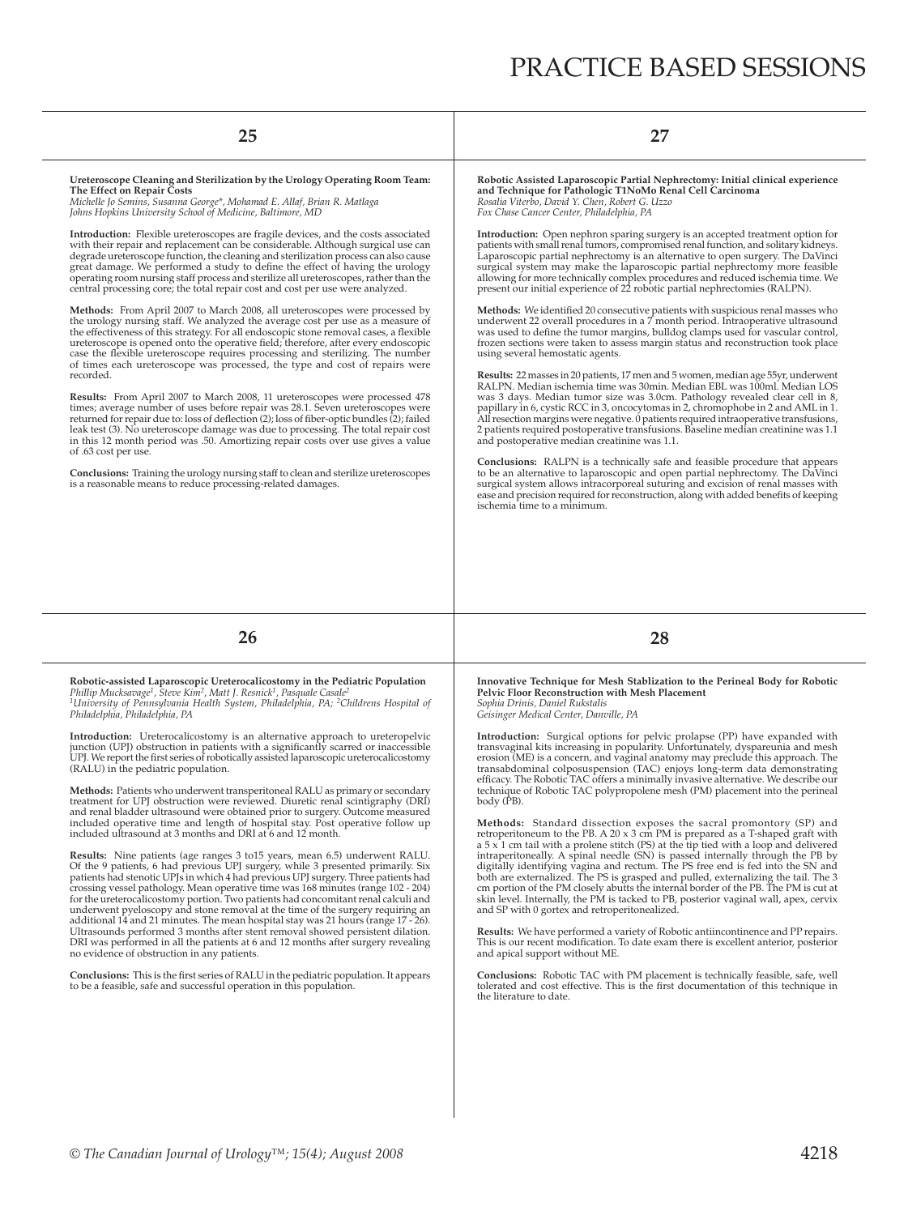# PRACTICE BASED SESSIONS

## 25

**Ureteroscope Cleaning and Sterilization by the Urology Operating Room Team: The Effect on Repair Costs**

*Michelle Jo Semins, Susanna George\*, Mohamad E. Allaf, Brian R. Matlaga*
*Johns Hopkins University School of Medicine, Baltimore, MD*

**Introduction:** Flexible ureteroscopes are fragile devices, and the costs associated with their repair and replacement can be considerable. Although surgical use can degrade ureteroscope function, the cleaning and sterilization process can also cause great damage. We performed a study to define the effect of having the urology operating room nursing staff process and sterilize all ureteroscopes, rather than the central processing core; the total repair cost and cost per use were analyzed.

**Methods:** From April 2007 to March 2008, all ureteroscopes were processed by the urology nursing staff. We analyzed the average cost per use as a measure of the effectiveness of this strategy. For all endoscopic stone removal cases, a flexible ureteroscope is opened onto the operative field; therefore, after every endoscopic case the flexible ureteroscope requires processing and sterilizing. The number of times each ureteroscope was processed, the type and cost of repairs were recorded.

**Results:** From April 2007 to March 2008, 11 ureteroscopes were processed 478 times; average number of uses before repair was 28.1. Seven ureteroscopes were returned for repair due to: loss of deflection (2); loss of fiber-optic bundles (2); failed leak test (3). No ureteroscope damage was due to processing. The total repair cost in this 12 month period was .50. Amortizing repair costs over use gives a value of .63 cost per use.

**Conclusions:** Training the urology nursing staff to clean and sterilize ureteroscopes is a reasonable means to reduce processing-related damages.

## 26

**Robotic-assisted Laparoscopic Ureterocalicostomy in the Pediatric Population**

*Phillip Mucksavage[1], Steve Kim[2], Matt J. Resnick[1], Pasquale Casale[2]*
*[1]University of Pennsylvania Health System, Philadelphia, PA; [2]Childrens Hospital of Philadelphia, Philadelphia, PA*

**Introduction:** Ureterocalicostomy is an alternative approach to ureteropelvic junction (UPJ) obstruction in patients with a significantly scarred or inaccessible UPJ. We report the first series of robotically assisted laparoscopic ureterocalicostomy (RALU) in the pediatric population.

**Methods:** Patients who underwent transperitoneal RALU as primary or secondary treatment for UPJ obstruction were reviewed. Diuretic renal scintigraphy (DRI) and renal bladder ultrasound were obtained prior to surgery. Outcome measured included operative time and length of hospital stay. Post operative follow up included ultrasound at 3 months and DRI at 6 and 12 month.

**Results:** Nine patients (age ranges 3 to15 years, mean 6.5) underwent RALU. Of the 9 patients, 6 had previous UPJ surgery, while 3 presented primarily. Six patients had stenotic UPJs in which 4 had previous UPJ surgery. Three patients had crossing vessel pathology. Mean operative time was 168 minutes (range 102 - 204) for the ureterocalicostomy portion. Two patients had concomitant renal calculi and underwent pyeloscopy and stone removal at the time of the surgery requiring an additional 14 and 21 minutes. The mean hospital stay was 21 hours (range 17 - 26). Ultrasounds performed 3 months after stent removal showed persistent dilation. DRI was performed in all the patients at 6 and 12 months after surgery revealing no evidence of obstruction in any patients.

**Conclusions:** This is the first series of RALU in the pediatric population. It appears to be a feasible, safe and successful operation in this population.

## 27

**Robotic Assisted Laparoscopic Partial Nephrectomy: Initial clinical experience and Technique for Pathologic T1NoMo Renal Cell Carcinoma**

*Rosalia Viterbo, David Y. Chen, Robert G. Uzzo*
*Fox Chase Cancer Center, Philadelphia, PA*

**Introduction:** Open nephron sparing surgery is an accepted treatment option for patients with small renal tumors, compromised renal function, and solitary kidneys. Laparoscopic partial nephrectomy is an alternative to open surgery. The DaVinci surgical system may make the laparoscopic partial nephrectomy more feasible allowing for more technically complex procedures and reduced ischemia time. We present our initial experience of 22 robotic partial nephrectomies (RALPN).

**Methods:** We identified 20 consecutive patients with suspicious renal masses who underwent 22 overall procedures in a 7 month period. Intraoperative ultrasound was used to define the tumor margins, bulldog clamps used for vascular control, frozen sections were taken to assess margin status and reconstruction took place using several hemostatic agents.

**Results:** 22 masses in 20 patients, 17 men and 5 women, median age 55yr, underwent RALPN. Median ischemia time was 30min. Median EBL was 100ml. Median LOS was 3 days. Median tumor size was 3.0cm. Pathology revealed clear cell in 8, papillary in 6, cystic RCC in 3, oncocytomas in 2, chromophobe in 2 and AML in 1. All resection margins were negative. 0 patients required intraoperative transfusions, 2 patients required postoperative transfusions. Baseline median creatinine was 1.1 and postoperative median creatinine was 1.1.

**Conclusions:** RALPN is a technically safe and feasible procedure that appears to be an alternative to laparoscopic and open partial nephrectomy. The DaVinci surgical system allows intracorporeal suturing and excision of renal masses with ease and precision required for reconstruction, along with added benefits of keeping ischemia time to a minimum.

## 28

**Innovative Technique for Mesh Stablization to the Perineal Body for Robotic Pelvic Floor Reconstruction with Mesh Placement**

*Sophia Drinis, Daniel Rukstalis*
*Geisinger Medical Center, Danville, PA*

**Introduction:** Surgical options for pelvic prolapse (PP) have expanded with transvaginal kits increasing in popularity. Unfortunately, dyspareunia and mesh erosion (ME) is a concern, and vaginal anatomy may preclude this approach. The transabdominal colposuspension (TAC) enjoys long-term data demonstrating efficacy. The Robotic TAC offers a minimally invasive alternative. We describe our technique of Robotic TAC polypropelene mesh (PM) placement into the perineal body (PB).

**Methods:** Standard dissection exposes the sacral promontory (SP) and retroperitoneum to the PB. A 20 x 3 cm PM is prepared as a T-shaped graft with a 5 x 1 cm tail with a prolene stitch (PS) at the tip tied with a loop and delivered intraperitoneally. A spinal needle (SN) is passed internally through the PB by digitally identifying vagina and rectum. The PS free end is fed into the SN and both are externalized. The PS is grasped and pulled, externalizing the tail. The 3 cm portion of the PM closely abutts the internal border of the PB. The PM is cut at skin level. Internally, the PM is tacked to PB, posterior vaginal wall, apex, cervix and SP with 0 gortex and retroperitonealized.

**Results:** We have performed a variety of Robotic antiincontinence and PP repairs. This is our recent modification. To date exam there is excellent anterior, posterior and apical support without ME.

**Conclusions:** Robotic TAC with PM placement is technically feasible, safe, well tolerated and cost effective. This is the first documentation of this technique in the literature to date.